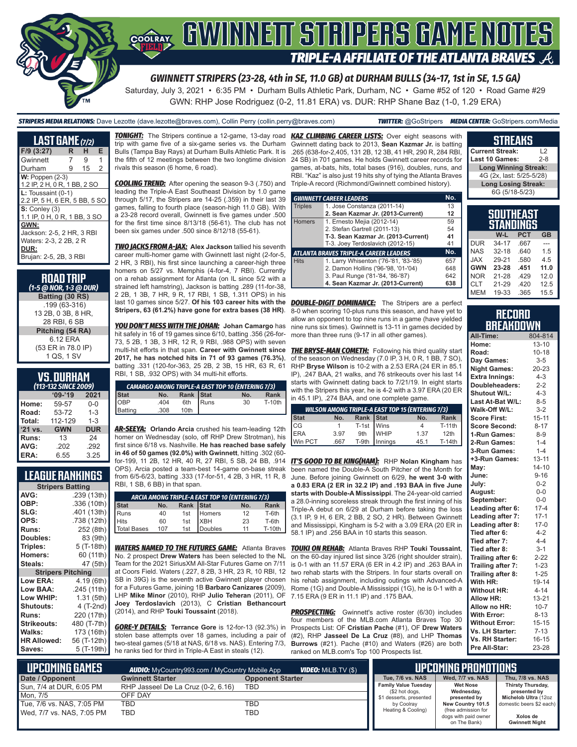# GWINNETT STRIPERS GAME NOTES

## TRIPLE-A AFFILIATE OF THE ATLANTA BRAVES

### GWINNETT STRIPERS (23-28, 4th in SE, 11.0 GB) at DURHAM BULLS (34-17, 1st in SE, 1.5 GA)

Saturday, July 3, 2021 • 6:35 PM • Durham Bulls Athletic Park, Durham, NC • Game #52 of 120 • Road Game #29

GWN: RHP Jose Rodriguez (0-2, 11.81 ERA) vs. DUR: RHP Shane Baz (1-0, 1.29 ERA)

**STRIPERS MEDIA RELATIONS:** Dave Lezotte (dave.lezotte@braves.com), Collin Perry (collin.perry@braves.com) **TWITTER:** @GoStripers **MEDIA CENTER:** GoStripers.com/Media

## LAST GAME (7/2)

| F/9 (3:27) | R | H | E |
|---|---|---|---|
| Gwinnett | 7 | 9 | 1 |
| Durham | 9 | 15 | 2 |

**W:** Poppen (2-3)
1.2 IP, 2 H, 0 R, 1 BB, 2 SO

**L:** Toussaint (0-1)
2.2 IP, 5 H, 6 ER, 5 BB, 5 SO

**S:** Conley (3)
1.1 IP, 0 H, 0 R, 1 BB, 3 SO

**GWN:**
Jackson: 2-5, 2 HR, 3 RBI
Waters: 2-3, 2 2B, 2 R

**DUR:**
Brujan: 2-5, 2B, 3 RBI

## ROAD TRIP
*(1-5 @ NOR, 1-3 @ DUR)*

**Batting (30 RS)**
.199 (63-316)
13 2B, 0 3B, 8 HR,
28 RBI, 6 SB

**Pitching (54 RA)**
6.12 ERA
(53 ER in 78.0 IP)
1 QS, 1 SV

## VS. DURHAM
*(113-132 SINCE 2009)*

| | '09-'19 | 2021 |
|---|---|---|
| Home: | 59-57 | 0-0 |
| Road: | 53-72 | 1-3 |
| Total: | 112-129 | 1-3 |
| '21 vs. | GWN | DUR |
| Runs: | 13 | 24 |
| AVG: | .202 | .292 |
| ERA: | 6.55 | 3.25 |

## LEAGUE RANKINGS

| Stripers Batting | |
|---|---|
| AVG: | .239 (13th) |
| OBP: | .336 (10th) |
| SLG: | .401 (13th) |
| OPS: | .738 (12th) |
| Runs: | 252 (8th) |
| Doubles: | 83 (9th) |
| Triples: | 5 (T-18th) |
| Homers: | 60 (11th) |
| Steals: | 47 (5th) |
| **Stripers Pitching** | |
| Low ERA: | 4.19 (6th) |
| Low BAA: | .245 (11th) |
| Low WHIP: | 1.31 (5th) |
| Shutouts: | 4 (T-2nd) |
| Runs: | 220 (17th) |
| Strikeouts: | 480 (T-7th) |
| Walks: | 173 (16th) |
| HR Allowed: | 56 (T-12th) |
| Saves: | 5 (T-19th) |

**TONIGHT:** The Stripers continue a 12-game, 13-day road trip with game five of a six-game series vs. the Durham Bulls (Tampa Bay Rays) at Durham Bulls Athletic Park. It is the fifth of 12 meetings between the two longtime division rivals this season (6 home, 6 road).

**COOLING TREND:** After opening the season 9-3 (.750) and leading the Triple-A East Southeast Division by 1.0 game through 5/17, the Stripers are 14-25 (.359) in their last 39 games, falling to fourth place (season-high 11.0 GB). With a 23-28 record overall, Gwinnett is five games under .500 for the first time since 8/13/18 (56-61). The club has not been six games under .500 since 8/12/18 (55-61).

**TWO JACKS FROM A-JAX:** **Alex Jackson** tallied his seventh career multi-homer game with Gwinnett last night (2-for-5, 2 HR, 3 RBI), his first since launching a career-high three homers on 5/27 vs. Memphis (4-for-4, 7 RBI). Currently on a rehab assignment for Atlanta (on IL since 5/2 with a strained left hamstring), Jackson is batting .289 (11-for-38, 2 2B, 1 3B, 7 HR, 9 R, 17 RBI, 1 SB, 1.311 OPS) in his last 10 games since 5/27. **Of his 103 career hits with the Stripers, 63 (61.2%) have gone for extra bases (38 HR).**

**YOU DON'T MESS WITH THE JOHAN:** **Johan Camargo** has hit safely in 16 of 19 games since 6/10, batting .356 (26-for-73, 5 2B, 1 3B, 3 HR, 12 R, 9 RBI, .988 OPS) with seven multi-hit efforts in that span. **Career with Gwinnett since 2017, he has notched hits in 71 of 93 games (76.3%)**, batting .331 (120-for-363, 25 2B, 2 3B, 15 HR, 63 R, 61 RBI, 1 SB, .932 OPS) with 34 multi-hit efforts.

| CAMARGO AMONG TRIPLE-A EAST TOP 10 (ENTERING 7/3) | | | | | |
|---|---|---|---|---|---|
| Stat | No. | Rank | Stat | No. | Rank |
| OBP | .404 | 6th | Runs | 30 | T-10th |
| Batting | .308 | 10th | | | |

**AR-SEEYA:** **Orlando Arcia** crushed his team-leading 12th homer on Wednesday (solo, off RHP Drew Strotman), his first since 6/18 vs. Nashville. **He has reached base safely in 46 of 50 games (92.0%) with Gwinnett**, hitting .302 (60-for-199, 11 2B, 12 HR, 40 R, 27 RBI, 5 SB, 24 BB, .914 OPS). Arcia posted a team-best 14-game on-base streak from 6/5-6/23, batting .333 (17-for-51, 4 2B, 3 HR, 11 R, 8 RBI, 1 SB, 6 BB) in that span.

| ARCIA AMONG TRIPLE-A EAST TOP 10 (ENTERING 7/3) | | | | | |
|---|---|---|---|---|---|
| Stat | No. | Rank | Stat | No. | Rank |
| Runs | 40 | 1st | Homers | 12 | T-6th |
| Hits | 60 | 1st | XBH | 23 | T-6th |
| Total Bases | 107 | 1st | Doubles | 11 | T-10th |

**WATERS NAMED TO THE FUTURES GAME:** Atlanta Braves No. 2 prospect **Drew Waters** has been selected to the NL Team for the 2021 SiriusXM All-Star Futures Game on 7/11 at Coors Field. Waters (.227, 8 2B, 3 HR, 23 R, 10 RBI, 12 SB in 39G) is the seventh active Gwinnett player chosen for a Futures Game, joining 1B **Barbaro Canizares** (2009), LHP **Mike Minor** (2010), RHP **Julio Teheran** (2011), OF **Joey Terdoslavich** (2013), C **Cristian Bethancourt** (2014), and RHP **Touki Toussaint** (2018).

**GORE-Y DETAILS:** **Terrance Gore** is 12-for-13 (92.3%) in stolen base attempts over 18 games, including a pair of two-steal games (5/18 at NAS, 6/18 vs. NAS). Entering 7/3, he ranks tied for third in Triple-A East in steals (12).

**KAZ CLIMBING CAREER LISTS:** Over eight seasons with Gwinnett dating back to 2013, **Sean Kazmar Jr.** is batting .265 (638-for-2,405, 131 2B, 12 3B, 41 HR, 290 R, 284 RBI, 24 SB) in 701 games. He holds Gwinnett career records for games, at-bats, hits, total bases (916), doubles, runs, and RBI. "Kaz" is also just 19 hits shy of tying the Atlanta Braves Triple-A record (Richmond/Gwinnett combined history).

| GWINNETT CAREER LEADERS | | No. |
|---|---|---|
| Triples | 1. Jose Constanza (2011-14) | 13 |
| | **2. Sean Kazmar Jr. (2013-Current)** | **12** |
| Homers | 1. Ernesto Mejia (2012-14) | 59 |
| | 2. Stefan Gartrell (2011-13) | 54 |
| | **T-3. Sean Kazmar Jr. (2013-Current)** | **41** |
| | T-3. Joey Terdoslavich (2012-15) | 41 |
| **ATLANTA BRAVES TRIPLE-A CAREER LEADERS** | | **No.** |
| Hits | 1. Larry Whisenton ('76-'81, '83-'85) | 657 |
| | 2. Damon Hollins ('96-'98, '01-'04) | 648 |
| | 3. Paul Runge ('81-'84, '86-'87) | 642 |
| | **4. Sean Kazmar Jr. (2013-Current)** | **638** |

**DOUBLE-DIGIT DOMINANCE:** The Stripers are a perfect 8-0 when scoring 10-plus runs this season, and have yet to allow an opponent to top nine runs in a game (have yielded nine runs six times). Gwinnett is 13-11 in games decided by more than three runs (9-17 in all other games).

**THE BRYSE-MAN COMETH:** Following his third quality start of the season on Wednesday (7.0 IP, 3 H, 0 R, 1 BB, 7 SO), RHP **Bryse Wilson** is 10-2 with a 2.53 ERA (24 ER in 85.1 IP), .247 BAA, 21 walks, and 76 strikeouts over his last 14 starts with Gwinnett dating back to 7/21/19. In eight starts with the Stripers this year, he is 4-2 with a 3.97 ERA (20 ER in 45.1 IP), .274 BAA, and one complete game.

| WILSON AMONG TRIPLE-A EAST TOP 15 (ENTERING 7/3) | | | | | |
|---|---|---|---|---|---|
| Stat | No. | Rank | Stat | No. | Rank |
| CG | 1 | T-1st | Wins | 4 | T-11th |
| ERA | 3.97 | 9th | WHIP | 1.37 | 12th |
| Win PCT | .667 | T-9th | Innings | 45.1 | T-14th |

**IT'S GOOD TO BE KING(HAM):** RHP **Nolan Kingham** has been named the Double-A South Pitcher of the Month for June. Before joining Gwinnett on 6/29, **he went 3-0 with a 0.83 ERA (2 ER in 32.2 IP) and .193 BAA in five June starts with Double-A Mississippi**. The 24-year-old carried a 28.0-inning scoreless streak through the first inning of his Triple-A debut on 6/29 at Durham before taking the loss (3.1 IP, 9 H, 6 ER, 2 SO, 2 HR). Between Gwinnett and Mississippi, Kingham is 5-2 with a 3.09 ERA (20 ER in 58.1 IP) and .256 BAA in 10 starts this season.

**TOUKI ON REHAB:** Atlanta Braves RHP **Touki Toussaint**, on the 60-day injured list since 3/26 (right shoulder strain), is 0-1 with an 11.57 ERA (6 ER in 4.2 IP) and .263 BAA in two rehab starts with the Stripers. In four starts overall on his rehab assignment, including outings with Advanced-A Rome (1G) and Double-A Mississippi (1G), he is 0-1 with a 7.15 ERA (9 ER in 11.1 IP) and .175 BAA.

**PROSPECTING:** Gwinnett's active roster (6/30) includes four members of the MLB.com Atlanta Braves Top 30 Prospects List: OF **Cristian Pache** (#1), OF **Drew Waters** (#2), RHP **Jasseel De La Cruz** (#8), and LHP **Thomas Burrows** (#21). Pache (#10) and Waters (#26) are both ranked on MLB.com's Top 100 Prospects list.

## STREAKS

| | |
|---|---|
| Current Streak: | L2 |
| Last 10 Games: | 2-8 |
| **Long Winning Streak:** | |
| 4G (2x, last: 5/25-5/28) | |
| **Long Losing Streak:** | |
| 6G (5/18-5/23) | |

## SOUTHEAST STANDINGS

| | W-L | PCT | GB |
|---|---|---|---|
| DUR | 34-17 | .667 | --- |
| NAS | 32-18 | .640 | 1.5 |
| JAX | 29-21 | .580 | 4.5 |
| **GWN** | **23-28** | **.451** | **11.0** |
| NOR | 21-28 | .429 | 12.0 |
| CLT | 21-29 | .420 | 12.5 |
| MEM | 19-33 | .365 | 15.5 |

## RECORD BREAKDOWN

| | |
|---|---|
| All-Time: | 804-814 |
| Home: | 13-10 |
| Road: | 10-18 |
| Day Games: | 3-5 |
| Night Games: | 20-23 |
| Extra Innings: | 4-3 |
| Doubleheaders: | 2-2 |
| Shutout W/L: | 4-3 |
| Last At-Bat W/L: | 8-5 |
| Walk-Off W/L: | 3-2 |
| Score First: | 15-11 |
| Score Second: | 8-17 |
| 1-Run Games: | 8-9 |
| 2-Run Games: | 1-4 |
| 3-Run Games: | 1-4 |
| +3-Run Games: | 13-11 |
| May: | 14-10 |
| June: | 9-16 |
| July: | 0-2 |
| August: | 0-0 |
| September: | 0-0 |
| Leading after 6: | 17-4 |
| Leading after 7: | 17-1 |
| Leading after 8: | 17-0 |
| Tied after 6: | 4-2 |
| Tied after 7: | 4-4 |
| Tied after 8: | 3-1 |
| Trailing after 6: | 2-22 |
| Trailing after 7: | 1-23 |
| Trailing after 8: | 1-25 |
| With HR: | 19-14 |
| Without HR: | 4-14 |
| Allow HR: | 13-21 |
| Allow no HR: | 10-7 |
| With Error: | 8-13 |
| Without Error: | 15-15 |
| Vs. LH Starter: | 7-13 |
| Vs. RH Starter: | 16-15 |
| Pre All-Star: | 23-28 |

## UPCOMING GAMES

**AUDIO:** MyCountry993.com / MyCountry Mobile App **VIDEO:** MiLB.TV ($)

| Date / Opponent | Gwinnett Starter | Opponent Starter |
|---|---|---|
| Sun, 7/4 at DUR, 6:05 PM | RHP Jasseel De La Cruz (0-2, 6.16) | TBD |
| Mon, 7/5 | OFF DAY | |
| Tue, 7/6 vs. NAS, 7:05 PM | TBD | TBD |
| Wed, 7/7 vs. NAS, 7:05 PM | TBD | TBD |

## UPCOMING PROMOTIONS

| Tue, 7/6 vs. NAS | Wed, 7/7 vs. NAS | Thu, 7/8 vs. NAS |
|---|---|---|
| **Family Value Tuesday** ($2 hot dogs, $1 desserts, presented by Coolray Heating & Cooling) | **Wet Nose Wednesday,** presented by **New Country 101.5** (free admission for dogs with paid owner on The Bank) | **Thirsty Thursday,** presented by **Michelob Ultra** (12oz domestic beers $2 each) **Xolos de Gwinnett Night** |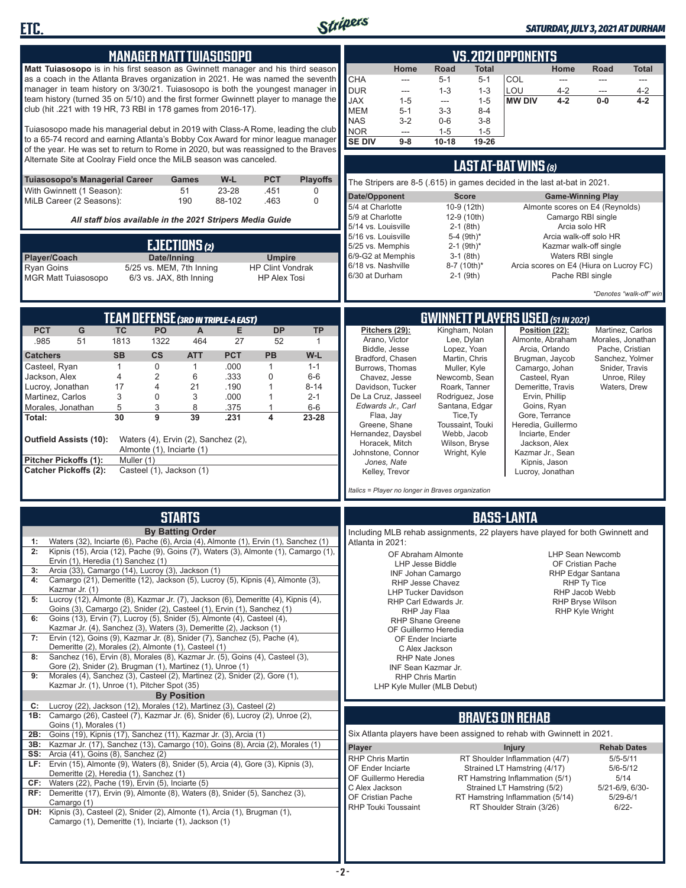## MANAGER MATT TUIASOSOPO

**Matt Tuiasosopo** is in his first season as Gwinnett manager and his third season as a coach in the Atlanta Braves organization in 2021. He was named the seventh manager in team history on 3/30/21. Tuiasosopo is both the youngest manager in team history (turned 35 on 5/10) and the first former Gwinnett player to manage the club (hit .221 with 19 HR, 73 RBI in 178 games from 2016-17).

Tuiasosopo made his managerial debut in 2019 with Class-A Rome, leading the club to a 65-74 record and earning Atlanta's Bobby Cox Award for minor league manager of the year. He was set to return to Rome in 2020, but was reassigned to the Braves Alternate Site at Coolray Field once the MiLB season was canceled.

| Tuiasosopo's Managerial Career | Games | W-L | PCT | Playoffs |
|---|---|---|---|---|
| With Gwinnett (1 Season): | 51 | 23-28 | .451 | 0 |
| MiLB Career (2 Seasons): | 190 | 88-102 | .463 | 0 |

*All staff bios available in the 2021 Stripers Media Guide*

## EJECTIONS (2)

| Player/Coach | Date/Inning | Umpire |
|---|---|---|
| Ryan Goins | 5/25 vs. MEM, 7th Inning | HP Clint Vondrak |
| MGR Matt Tuiasosopo | 6/3 vs. JAX, 8th Inning | HP Alex Tosi |

## VS. 2021 OPPONENTS

| | Home | Road | Total | | Home | Road | Total |
|---|---|---|---|---|---|---|---|
| CHA | --- | 5-1 | 5-1 | COL | --- | --- | --- |
| DUR | --- | 1-3 | 1-3 | LOU | 4-2 | --- | 4-2 |
| JAX | 1-5 | --- | 1-5 | **MW DIV** | **4-2** | **0-0** | **4-2** |
| MEM | 5-1 | 3-3 | 8-4 | | | | |
| NAS | 3-2 | 0-6 | 3-8 | | | | |
| NOR | --- | 1-5 | 1-5 | | | | |
| **SE DIV** | **9-8** | **10-18** | **19-26** | | | | |

## LAST AT-BAT WINS (8)

The Stripers are 8-5 (.615) in games decided in the last at-bat in 2021.

| Date/Opponent | Score | Game-Winning Play |
|---|---|---|
| 5/4 at Charlotte | 10-9 (12th) | Almonte scores on E4 (Reynolds) |
| 5/9 at Charlotte | 12-9 (10th) | Camargo RBI single |
| 5/14 vs. Louisville | 2-1 (8th) | Arcia solo HR |
| 5/16 vs. Louisville | 5-4 (9th)* | Arcia walk-off solo HR |
| 5/25 vs. Memphis | 2-1 (9th)* | Kazmar walk-off single |
| 6/9-G2 at Memphis | 3-1 (8th) | Waters RBI single |
| 6/18 vs. Nashville | 8-7 (10th)* | Arcia scores on E4 (Hiura on Lucroy FC) |
| 6/30 at Durham | 2-1 (9th) | Pache RBI single |

*\*Denotes "walk-off" win*

## TEAM DEFENSE (3RD IN TRIPLE-A EAST)

| PCT | G | TC | PO | A | E | DP | TP |
|---|---|---|---|---|---|---|---|
| .985 | 51 | 1813 | 1322 | 464 | 27 | 52 | 1 |

| Catchers | SB | CS | ATT | PCT | PB | W-L |
|---|---|---|---|---|---|---|
| Casteel, Ryan | 1 | 0 | 1 | .000 | 1 | 1-1 |
| Jackson, Alex | 4 | 2 | 6 | .333 | 0 | 6-6 |
| Lucroy, Jonathan | 17 | 4 | 21 | .190 | 1 | 8-14 |
| Martinez, Carlos | 3 | 0 | 3 | .000 | 1 | 2-1 |
| Morales, Jonathan | 5 | 3 | 8 | .375 | 1 | 6-6 |
| **Total:** | **30** | **9** | **39** | **.231** | **4** | **23-28** |

**Outfield Assists (10):** Waters (4), Ervin (2), Sanchez (2), Almonte (1), Inciarte (1)

**Pitcher Pickoffs (1):** Muller (1)

**Catcher Pickoffs (2):** Casteel (1), Jackson (1)

## GWINNETT PLAYERS USED (51 IN 2021)

**Pitchers (29):** Arano, Victor; Biddle, Jesse; Bradford, Chasen; Burrows, Thomas; Chavez, Jesse; Davidson, Tucker; De La Cruz, Jasseel; *Edwards Jr., Carl*; Flaa, Jay; Greene, Shane; Hernandez, Daysbel; Horacek, Mitch; Johnstone, Connor; *Jones, Nate*; Kelley, Trevor; Kingham, Nolan; Lee, Dylan; Lopez, Yoan; Martin, Chris; Muller, Kyle; Newcomb, Sean; Roark, Tanner; Rodriguez, Jose; Santana, Edgar; Tice, Ty; Toussaint, Touki; Webb, Jacob; Wilson, Bryse; Wright, Kyle

**Position (22):** Almonte, Abraham; Arcia, Orlando; Brugman, Jaycob; Camargo, Johan; Casteel, Ryan; Demeritte, Travis; Ervin, Phillip; Goins, Ryan; Gore, Terrance; Heredia, Guillermo; Inciarte, Ender; Jackson, Alex; Kazmar Jr., Sean; Kipnis, Jason; Lucroy, Jonathan; Martinez, Carlos; Morales, Jonathan; Pache, Cristian; Sanchez, Yolmer; Snider, Travis; Unroe, Riley; Waters, Drew

*Italics = Player no longer in Braves organization*

## STARTS

**By Batting Order**

- **1:** Waters (32), Inciarte (6), Pache (6), Arcia (4), Almonte (1), Ervin (1), Sanchez (1)
- **2:** Kipnis (15), Arcia (12), Pache (9), Goins (7), Waters (3), Almonte (1), Camargo (1), Ervin (1), Heredia (1) Sanchez (1)
- **3:** Arcia (33), Camargo (14), Lucroy (3), Jackson (1)
- **4:** Camargo (21), Demeritte (12), Jackson (5), Lucroy (5), Kipnis (4), Almonte (3), Kazmar Jr. (1)
- **5:** Lucroy (12), Almonte (8), Kazmar Jr. (7), Jackson (6), Demeritte (4), Kipnis (4), Goins (3), Camargo (2), Snider (2), Casteel (1), Ervin (1), Sanchez (1)
- **6:** Goins (13), Ervin (7), Lucroy (5), Snider (5), Almonte (4), Casteel (4), Kazmar Jr. (4), Sanchez (3), Waters (3), Demeritte (2), Jackson (1)
- **7:** Ervin (12), Goins (9), Kazmar Jr. (8), Snider (7), Sanchez (5), Pache (4), Demeritte (2), Morales (2), Almonte (1), Casteel (1)
- **8:** Sanchez (16), Ervin (8), Morales (8), Kazmar Jr. (5), Goins (4), Casteel (3), Gore (2), Snider (2), Brugman (1), Martinez (1), Unroe (1)
- **9:** Morales (4), Sanchez (3), Casteel (2), Martinez (2), Snider (2), Gore (1), Kazmar Jr. (1), Unroe (1), Pitcher Spot (35)

**By Position**

- **C:** Lucroy (22), Jackson (12), Morales (12), Martinez (3), Casteel (2)
- **1B:** Camargo (26), Casteel (7), Kazmar Jr. (6), Snider (6), Lucroy (2), Unroe (2), Goins (1), Morales (1)
- **2B:** Goins (19), Kipnis (17), Sanchez (11), Kazmar Jr. (3), Arcia (1)
- **3B:** Kazmar Jr. (17), Sanchez (13), Camargo (10), Goins (8), Arcia (2), Morales (1)
- **SS:** Arcia (41), Goins (8), Sanchez (2)
- **LF:** Ervin (15), Almonte (9), Waters (8), Snider (5), Arcia (4), Gore (3), Kipnis (3), Demeritte (2), Heredia (1), Sanchez (1)
- **CF:** Waters (22), Pache (19), Ervin (5), Inciarte (5)
- **RF:** Demeritte (17), Ervin (9), Almonte (8), Waters (8), Snider (5), Sanchez (3), Camargo (1)
- **DH:** Kipnis (3), Casteel (2), Snider (2), Almonte (1), Arcia (1), Brugman (1), Camargo (1), Demeritte (1), Inciarte (1), Jackson (1)

## BASS-LANTA

Including MLB rehab assignments, 22 players have played for both Gwinnett and Atlanta in 2021:

- OF Abraham Almonte
- LHP Jesse Biddle
- INF Johan Camargo
- RHP Jesse Chavez
- LHP Tucker Davidson
- RHP Carl Edwards Jr.
- RHP Jay Flaa
- RHP Shane Greene
- OF Guillermo Heredia
- OF Ender Inciarte
- C Alex Jackson
- RHP Nate Jones
- INF Sean Kazmar Jr.
- RHP Chris Martin
- LHP Kyle Muller (MLB Debut)
- LHP Sean Newcomb
- OF Cristian Pache
- RHP Edgar Santana
- RHP Ty Tice
- RHP Jacob Webb
- RHP Bryse Wilson
- RHP Kyle Wright

## BRAVES ON REHAB

Six Atlanta players have been assigned to rehab with Gwinnett in 2021.

| Player | Injury | Rehab Dates |
|---|---|---|
| RHP Chris Martin | RT Shoulder Inflammation (4/7) | 5/5-5/11 |
| OF Ender Inciarte | Strained LT Hamstring (4/17) | 5/6-5/12 |
| OF Guillermo Heredia | RT Hamstring Inflammation (5/1) | 5/14 |
| C Alex Jackson | Strained LT Hamstring (5/2) | 5/21-6/9, 6/30- |
| OF Cristian Pache | RT Hamstring Inflammation (5/14) | 5/29-6/1 |
| RHP Touki Toussaint | RT Shoulder Strain (3/26) | 6/22- |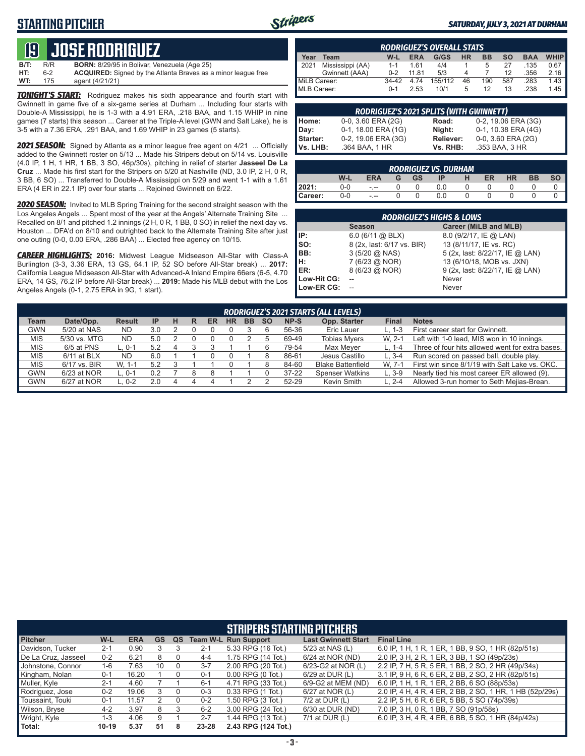# STARTING PITCHER

*SATURDAY, JULY 3, 2021 AT DURHAM*

## 19 JOSE RODRIGUEZ

**B/T:** R/R **BORN:** 8/29/95 in Bolivar, Venezuela (Age 25)
**HT:** 6-2 **ACQUIRED:** Signed by the Atlanta Braves as a minor league free
**WT:** 175 agent (4/21/21)

***TONIGHT'S START:*** Rodriguez makes his sixth appearance and fourth start with Gwinnett in game five of a six-game series at Durham ... Including four starts with Double-A Mississippi, he is 1-3 with a 4.91 ERA, .218 BAA, and 1.15 WHIP in nine games (7 starts) this season ... Career at the Triple-A level (GWN and Salt Lake), he is 3-5 with a 7.36 ERA, .291 BAA, and 1.69 WHIP in 23 games (5 starts).

***2021 SEASON:*** Signed by Atlanta as a minor league free agent on 4/21 ... Officially added to the Gwinnett roster on 5/13 ... Made his Stripers debut on 5/14 vs. Louisville (4.0 IP, 1 H, 1 HR, 1 BB, 3 SO, 46p/30s), pitching in relief of starter **Jasseel De La Cruz** ... Made his first start for the Stripers on 5/20 at Nashville (ND, 3.0 IP, 2 H, 0 R, 3 BB, 6 SO) ... Transferred to Double-A Mississippi on 5/29 and went 1-1 with a 1.61 ERA (4 ER in 22.1 IP) over four starts ... Rejoined Gwinnett on 6/22.

***2020 SEASON:*** Invited to MLB Spring Training for the second straight season with the Los Angeles Angels ... Spent most of the year at the Angels' Alternate Training Site ... Recalled on 8/1 and pitched 1.2 innings (2 H, 0 R, 1 BB, 0 SO) in relief the next day vs. Houston ... DFA'd on 8/10 and outrighted back to the Alternate Training Site after just one outing (0-0, 0.00 ERA, .286 BAA) ... Elected free agency on 10/15.

***CAREER HIGHLIGHTS:*** **2016:** Midwest League Midseason All-Star with Class-A Burlington (3-3, 3.36 ERA, 13 GS, 64.1 IP, 52 SO before All-Star break) ... **2017:** California League Midseason All-Star with Advanced-A Inland Empire 66ers (6-5, 4.70 ERA, 14 GS, 76.2 IP before All-Star break) ... **2019:** Made his MLB debut with the Los Angeles Angels (0-1, 2.75 ERA in 9G, 1 start).

### RODRIGUEZ'S OVERALL STATS

| Year | Team | W-L | ERA | G/GS | HR | BB | SO | BAA | WHIP |
|---|---|---|---|---|---|---|---|---|---|
| 2021 | Mississippi (AA) | 1-1 | 1.61 | 4/4 | 1 | 5 | 27 | .135 | 0.67 |
| | Gwinnett (AAA) | 0-2 | 11.81 | 5/3 | 4 | 7 | 12 | .356 | 2.16 |
| MiLB Career: | | 34-42 | 4.74 | 155/112 | 46 | 190 | 587 | .283 | 1.43 |
| MLB Career: | | 0-1 | 2.53 | 10/1 | 5 | 12 | 13 | .238 | 1.45 |

### RODRIGUEZ'S 2021 SPLITS (WITH GWINNETT)

| | | | |
|---|---|---|---|
| Home: | 0-0, 3.60 ERA (2G) | Road: | 0-2, 19.06 ERA (3G) |
| Day: | 0-1, 18.00 ERA (1G) | Night: | 0-1, 10.38 ERA (4G) |
| Starter: | 0-2, 19.06 ERA (3G) | Reliever: | 0-0, 3.60 ERA (2G) |
| Vs. LHB: | .364 BAA, 1 HR | Vs. RHB: | .353 BAA, 3 HR |

### RODRIGUEZ VS. DURHAM

| | W-L | ERA | G | GS | IP | H | ER | HR | BB | SO |
|---|---|---|---|---|---|---|---|---|---|---|
| 2021: | 0-0 | -.-- | 0 | 0 | 0.0 | 0 | 0 | 0 | 0 | 0 |
| Career: | 0-0 | -.-- | 0 | 0 | 0.0 | 0 | 0 | 0 | 0 | 0 |

### RODRIGUEZ'S HIGHS & LOWS

| | Season | Career (MiLB and MLB) |
|---|---|---|
| IP: | 6.0 (6/11 @ BLX) | 8.0 (9/2/17, IE @ LAN) |
| SO: | 8 (2x, last: 6/17 vs. BIR) | 13 (8/11/17, IE vs. RC) |
| BB: | 3 (5/20 @ NAS) | 5 (2x, last: 8/22/17, IE @ LAN) |
| H: | 7 (6/23 @ NOR) | 13 (6/10/18, MOB vs. JXN) |
| ER: | 8 (6/23 @ NOR) | 9 (2x, last: 8/22/17, IE @ LAN) |
| Low-Hit CG: | -- | Never |
| Low-ER CG: | -- | Never |

### RODRIGUEZ'S 2021 STARTS (ALL LEVELS)

| Team | Date/Opp. | Result | IP | H | R | ER | HR | BB | SO | NP-S | Opp. Starter | Final | Notes |
|---|---|---|---|---|---|---|---|---|---|---|---|---|---|
| GWN | 5/20 at NAS | ND | 3.0 | 2 | 0 | 0 | 0 | 3 | 6 | 56-36 | Eric Lauer | L, 1-3 | First career start for Gwinnett. |
| MIS | 5/30 vs. MTG | ND | 5.0 | 2 | 0 | 0 | 0 | 2 | 5 | 69-49 | Tobias Myers | W, 2-1 | Left with 1-0 lead, MIS won in 10 innings. |
| MIS | 6/5 at PNS | L, 0-1 | 5.2 | 4 | 3 | 3 | 1 | 1 | 6 | 79-54 | Max Meyer | L, 1-4 | Three of four hits allowed went for extra bases. |
| MIS | 6/11 at BLX | ND | 6.0 | 1 | 1 | 0 | 0 | 1 | 8 | 86-61 | Jesus Castillo | L, 3-4 | Run scored on passed ball, double play. |
| MIS | 6/17 vs. BIR | W, 1-1 | 5.2 | 3 | 1 | 1 | 0 | 1 | 8 | 84-60 | Blake Battenfield | W, 7-1 | First win since 8/1/19 with Salt Lake vs. OKC. |
| GWN | 6/23 at NOR | L, 0-1 | 0.2 | 7 | 8 | 8 | 1 | 1 | 0 | 37-22 | Spenser Watkins | L, 3-9 | Nearly tied his most career ER allowed (9). |
| GWN | 6/27 at NOR | L, 0-2 | 2.0 | 4 | 4 | 4 | 1 | 2 | 2 | 52-29 | Kevin Smith | L, 2-4 | Allowed 3-run homer to Seth Mejias-Brean. |

### STRIPERS STARTING PITCHERS

| Pitcher | W-L | ERA | GS | QS | Team W-L | Run Support | Last Gwinnett Start | Final Line |
|---|---|---|---|---|---|---|---|---|
| Davidson, Tucker | 2-1 | 0.90 | 3 | 3 | 2-1 | 5.33 RPG (16 Tot.) | 5/23 at NAS (L) | 6.0 IP, 1 H, 1 R, 1 ER, 1 BB, 9 SO, 1 HR (82p/51s) |
| De La Cruz, Jasseel | 0-2 | 6.21 | 8 | 0 | 4-4 | 1.75 RPG (14 Tot.) | 6/24 at NOR (ND) | 2.0 IP, 3 H, 2 R, 1 ER, 3 BB, 1 SO (49p/23s) |
| Johnstone, Connor | 1-6 | 7.63 | 10 | 0 | 3-7 | 2.00 RPG (20 Tot.) | 6/23-G2 at NOR (L) | 2.2 IP, 7 H, 5 R, 5 ER, 1 BB, 2 SO, 2 HR (49p/34s) |
| Kingham, Nolan | 0-1 | 16.20 | 1 | 0 | 0-1 | 0.00 RPG (0 Tot.) | 6/29 at DUR (L) | 3.1 IP, 9 H, 6 R, 6 ER, 2 BB, 2 SO, 2 HR (82p/51s) |
| Muller, Kyle | 2-1 | 4.60 | 7 | 1 | 6-1 | 4.71 RPG (33 Tot.) | 6/9-G2 at MEM (ND) | 6.0 IP, 1 H, 1 R, 1 ER, 2 BB, 6 SO (88p/53s) |
| Rodriguez, Jose | 0-2 | 19.06 | 3 | 0 | 0-3 | 0.33 RPG (1 Tot.) | 6/27 at NOR (L) | 2.0 IP, 4 H, 4 R, 4 ER, 2 BB, 2 SO, 1 HR, 1 HB (52p/29s) |
| Toussaint, Touki | 0-1 | 11.57 | 2 | 0 | 0-2 | 1.50 RPG (3 Tot.) | 7/2 at DUR (L) | 2.2 IP, 5 H, 6 R, 6 ER, 5 BB, 5 SO (74p/39s) |
| Wilson, Bryse | 4-2 | 3.97 | 8 | 3 | 6-2 | 3.00 RPG (24 Tot.) | 6/30 at DUR (ND) | 7.0 IP, 3 H, 0 R, 1 BB, 7 SO (91p/58s) |
| Wright, Kyle | 1-3 | 4.06 | 9 | 1 | 2-7 | 1.44 RPG (13 Tot.) | 7/1 at DUR (L) | 6.0 IP, 3 H, 4 R, 4 ER, 6 BB, 5 SO, 1 HR (84p/42s) |
| Total: | 10-19 | 5.37 | 51 | 8 | 23-28 | 2.43 RPG (124 Tot.) | | |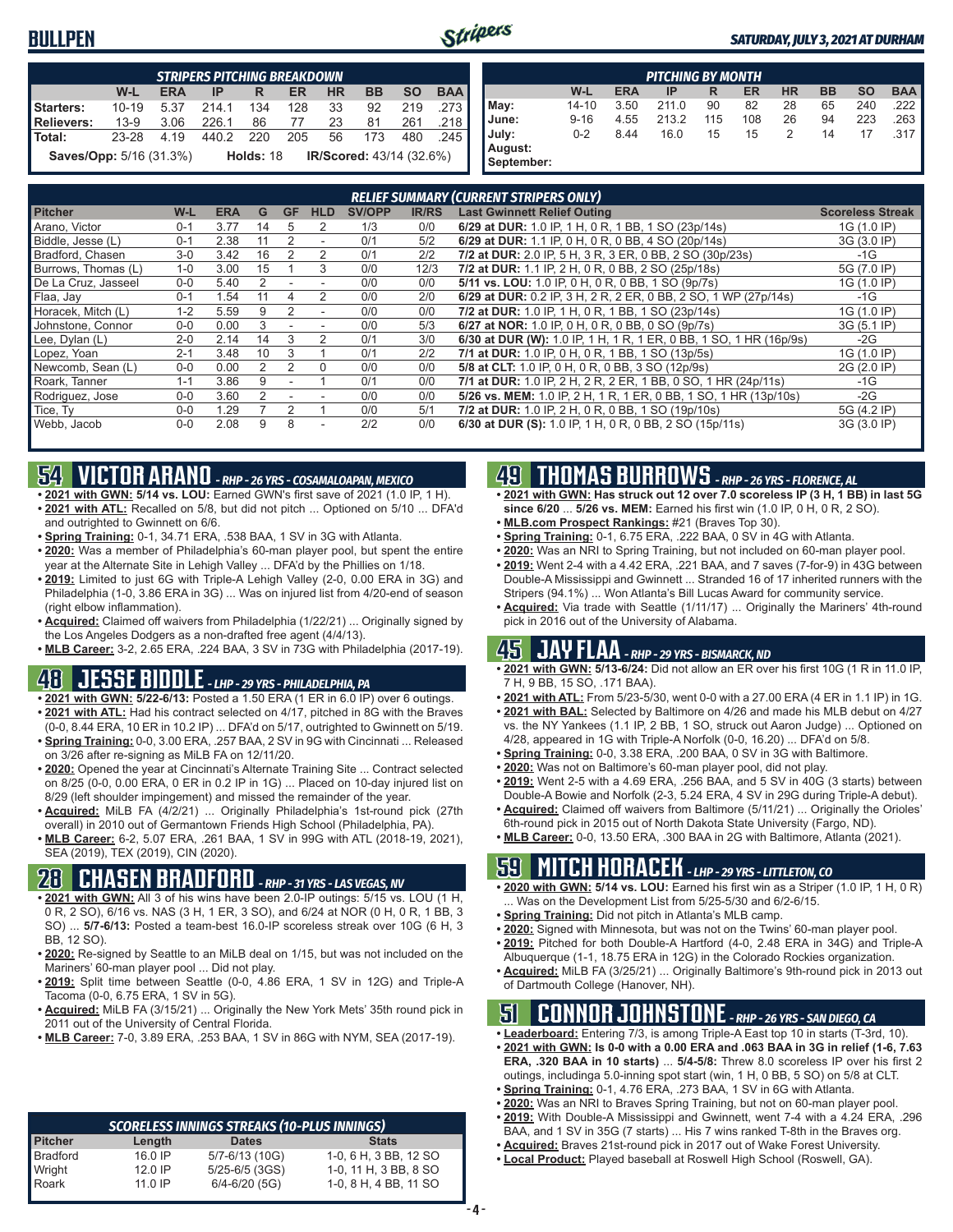# BULLPEN

*SATURDAY, JULY 3, 2021 AT DURHAM*

| STRIPERS PITCHING BREAKDOWN | W-L | ERA | IP | R | ER | HR | BB | SO | BAA |
|---|---|---|---|---|---|---|---|---|---|
| Starters: | 10-19 | 5.37 | 214.1 | 134 | 128 | 33 | 92 | 219 | .273 |
| Relievers: | 13-9 | 3.06 | 226.1 | 86 | 77 | 23 | 81 | 261 | .218 |
| Total: | 23-28 | 4.19 | 440.2 | 220 | 205 | 56 | 173 | 480 | .245 |

**Saves/Opp:** 5/16 (31.3%) **Holds:** 18 **IR/Scored:** 43/14 (32.6%)

| PITCHING BY MONTH | W-L | ERA | IP | R | ER | HR | BB | SO | BAA |
|---|---|---|---|---|---|---|---|---|---|
| May: | 14-10 | 3.50 | 211.0 | 90 | 82 | 28 | 65 | 240 | .222 |
| June: | 9-16 | 4.55 | 213.2 | 115 | 108 | 26 | 94 | 223 | .263 |
| July: | 0-2 | 8.44 | 16.0 | 15 | 15 | 2 | 14 | 17 | .317 |
| August: | | | | | | | | | |
| September: | | | | | | | | | |

## RELIEF SUMMARY (CURRENT STRIPERS ONLY)

| Pitcher | W-L | ERA | G | GF | HLD | SV/OPP | IR/RS | Last Gwinnett Relief Outing | Scoreless Streak |
|---|---|---|---|---|---|---|---|---|---|
| Arano, Victor | 0-1 | 3.77 | 14 | 5 | 2 | 1/3 | 0/0 | 6/29 at DUR: 1.0 IP, 1 H, 0 R, 1 BB, 1 SO (23p/14s) | 1G (1.0 IP) |
| Biddle, Jesse (L) | 0-1 | 2.38 | 11 | 2 | - | 0/1 | 5/2 | 6/29 at DUR: 1.1 IP, 0 H, 0 R, 0 BB, 4 SO (20p/14s) | 3G (3.0 IP) |
| Bradford, Chasen | 3-0 | 3.42 | 16 | 2 | 2 | 0/1 | 2/2 | 7/2 at DUR: 2.0 IP, 5 H, 3 R, 3 ER, 0 BB, 2 SO (30p/23s) | -1G |
| Burrows, Thomas (L) | 1-0 | 3.00 | 15 | 1 | 3 | 0/0 | 12/3 | 7/2 at DUR: 1.1 IP, 2 H, 0 R, 0 BB, 2 SO (25p/18s) | 5G (7.0 IP) |
| De La Cruz, Jasseel | 0-0 | 5.40 | 2 | - | - | 0/0 | 0/0 | 5/11 vs. LOU: 1.0 IP, 0 H, 0 R, 0 BB, 1 SO (9p/7s) | 1G (1.0 IP) |
| Flaa, Jay | 0-1 | 1.54 | 11 | 4 | 2 | 0/0 | 2/0 | 6/29 at DUR: 0.2 IP, 3 H, 2 R, 2 ER, 0 BB, 2 SO, 1 WP (27p/14s) | -1G |
| Horacek, Mitch (L) | 1-2 | 5.59 | 9 | 2 | - | 0/0 | 0/0 | 7/2 at DUR: 1.0 IP, 1 H, 0 R, 1 BB, 1 SO (23p/14s) | 1G (1.0 IP) |
| Johnstone, Connor | 0-0 | 0.00 | 3 | - | - | 0/0 | 5/3 | 6/27 at NOR: 1.0 IP, 0 H, 0 R, 0 BB, 0 SO (9p/7s) | 3G (5.1 IP) |
| Lee, Dylan (L) | 2-0 | 2.14 | 14 | 3 | 2 | 0/1 | 3/0 | 6/30 at DUR (W): 1.0 IP, 1 H, 1 R, 1 ER, 0 BB, 1 SO, 1 HR (16p/9s) | -2G |
| Lopez, Yoan | 2-1 | 3.48 | 10 | 3 | 1 | 0/1 | 2/2 | 7/1 at DUR: 1.0 IP, 0 H, 0 R, 1 BB, 1 SO (13p/5s) | 1G (1.0 IP) |
| Newcomb, Sean (L) | 0-0 | 0.00 | 2 | 2 | 0 | 0/0 | 0/0 | 5/8 at CLT: 1.0 IP, 0 H, 0 R, 0 BB, 3 SO (12p/9s) | 2G (2.0 IP) |
| Roark, Tanner | 1-1 | 3.86 | 9 | - | 1 | 0/1 | 0/0 | 7/1 at DUR: 1.0 IP, 2 H, 2 R, 2 ER, 1 BB, 0 SO, 1 HR (24p/11s) | -1G |
| Rodriguez, Jose | 0-0 | 3.60 | 2 | - | - | 0/0 | 0/0 | 5/26 vs. MEM: 1.0 IP, 2 H, 1 R, 1 ER, 0 BB, 1 SO, 1 HR (13p/10s) | -2G |
| Tice, Ty | 0-0 | 1.29 | 7 | 2 | 1 | 0/0 | 5/1 | 7/2 at DUR: 1.0 IP, 2 H, 0 R, 0 BB, 1 SO (19p/10s) | 5G (4.2 IP) |
| Webb, Jacob | 0-0 | 2.08 | 9 | 8 | - | 2/2 | 0/0 | 6/30 at DUR (S): 1.0 IP, 1 H, 0 R, 0 BB, 2 SO (15p/11s) | 3G (3.0 IP) |

## 54 VICTOR ARANO - RHP - 26 YRS - COSAMALOAPAN, MEXICO

- **2021 with GWN:** 5/14 vs. LOU: Earned GWN's first save of 2021 (1.0 IP, 1 H).
- **2021 with ATL:** Recalled on 5/8, but did not pitch ... Optioned on 5/10 ... DFA'd and outrighted to Gwinnett on 6/6.
- **Spring Training:** 0-1, 34.71 ERA, .538 BAA, 1 SV in 3G with Atlanta.
- **2020:** Was a member of Philadelphia's 60-man player pool, but spent the entire year at the Alternate Site in Lehigh Valley ... DFA'd by the Phillies on 1/18.
- **2019:** Limited to just 6G with Triple-A Lehigh Valley (2-0, 0.00 ERA in 3G) and Philadelphia (1-0, 3.86 ERA in 3G) ... Was on injured list from 4/20-end of season (right elbow inflammation).
- **Acquired:** Claimed off waivers from Philadelphia (1/22/21) ... Originally signed by the Los Angeles Dodgers as a non-drafted free agent (4/4/13).
- **MLB Career:** 3-2, 2.65 ERA, .224 BAA, 3 SV in 73G with Philadelphia (2017-19).

## 48 JESSE BIDDLE - LHP - 29 YRS - PHILADELPHIA, PA

- **2021 with GWN:** 5/22-6/13: Posted a 1.50 ERA (1 ER in 6.0 IP) over 6 outings.
- **2021 with ATL:** Had his contract selected on 4/17, pitched in 8G with the Braves (0-0, 8.44 ERA, 10 ER in 10.2 IP) ... DFA'd on 5/17, outrighted to Gwinnett on 5/19.
- **Spring Training:** 0-0, 3.00 ERA, .257 BAA, 2 SV in 9G with Cincinnati ... Released on 3/26 after re-signing as MiLB FA on 12/11/20.
- **2020:** Opened the year at Cincinnati's Alternate Training Site ... Contract selected on 8/25 (0-0, 0.00 ERA, 0 ER in 0.2 IP in 1G) ... Placed on 10-day injured list on 8/29 (left shoulder impingement) and missed the remainder of the year.
- **Acquired:** MiLB FA (4/2/21) ... Originally Philadelphia's 1st-round pick (27th overall) in 2010 out of Germantown Friends High School (Philadelphia, PA).
- **MLB Career:** 6-2, 5.07 ERA, .261 BAA, 1 SV in 99G with ATL (2018-19, 2021), SEA (2019), TEX (2019), CIN (2020).

## 28 CHASEN BRADFORD - RHP - 31 YRS - LAS VEGAS, NV

- **2021 with GWN:** All 3 of his wins have been 2.0-IP outings: 5/15 vs. LOU (1 H, 0 R, 2 SO), 6/16 vs. NAS (3 H, 1 ER, 3 SO), and 6/24 at NOR (0 H, 0 R, 1 BB, 3 SO) ... **5/7-6/13:** Posted a team-best 16.0-IP scoreless streak over 10G (6 H, 3 BB, 12 SO).
- **2020:** Re-signed by Seattle to an MiLB deal on 1/15, but was not included on the Mariners' 60-man player pool ... Did not play.
- **2019:** Split time between Seattle (0-0, 4.86 ERA, 1 SV in 12G) and Triple-A Tacoma (0-0, 6.75 ERA, 1 SV in 5G).
- **Acquired:** MiLB FA (3/15/21) ... Originally the New York Mets' 35th round pick in 2011 out of the University of Central Florida.
- **MLB Career:** 7-0, 3.89 ERA, .253 BAA, 1 SV in 86G with NYM, SEA (2017-19).

| SCORELESS INNINGS STREAKS (10-PLUS INNINGS) | | | |
|---|---|---|---|
| Pitcher | Length | Dates | Stats |
| Bradford | 16.0 IP | 5/7-6/13 (10G) | 1-0, 6 H, 3 BB, 12 SO |
| Wright | 12.0 IP | 5/25-6/5 (3GS) | 1-0, 11 H, 3 BB, 8 SO |
| Roark | 11.0 IP | 6/4-6/20 (5G) | 1-0, 8 H, 4 BB, 11 SO |

## 49 THOMAS BURROWS - RHP - 26 YRS - FLORENCE, AL

- **2021 with GWN: Has struck out 12 over 7.0 scoreless IP (3 H, 1 BB) in last 5G since 6/20** ... **5/26 vs. MEM:** Earned his first win (1.0 IP, 0 H, 0 R, 2 SO).
- **MLB.com Prospect Rankings:** #21 (Braves Top 30).
- **Spring Training:** 0-1, 6.75 ERA, .222 BAA, 0 SV in 4G with Atlanta.
- **2020:** Was an NRI to Spring Training, but not included on 60-man player pool.
- **2019:** Went 2-4 with a 4.42 ERA, .221 BAA, and 7 saves (7-for-9) in 43G between Double-A Mississippi and Gwinnett ... Stranded 16 of 17 inherited runners with the Stripers (94.1%) ... Won Atlanta's Bill Lucas Award for community service.
- **Acquired:** Via trade with Seattle (1/11/17) ... Originally the Mariners' 4th-round pick in 2016 out of the University of Alabama.

## 45 JAY FLAA - RHP - 29 YRS - BISMARCK, ND

- **2021 with GWN: 5/13-6/24:** Did not allow an ER over his first 10G (1 R in 11.0 IP, 7 H, 9 BB, 15 SO, .171 BAA).
- **2021 with ATL:** From 5/23-5/30, went 0-0 with a 27.00 ERA (4 ER in 1.1 IP) in 1G.
- **2021 with BAL:** Selected by Baltimore on 4/26 and made his MLB debut on 4/27 vs. the NY Yankees (1.1 IP, 2 BB, 1 SO, struck out Aaron Judge) ... Optioned on 4/28, appeared in 1G with Triple-A Norfolk (0-0, 16.20) ... DFA'd on 5/8.
- **Spring Training:** 0-0, 3.38 ERA, .200 BAA, 0 SV in 3G with Baltimore.
- **2020:** Was not on Baltimore's 60-man player pool, did not play.
- **2019:** Went 2-5 with a 4.69 ERA, .256 BAA, and 5 SV in 40G (3 starts) between Double-A Bowie and Norfolk (2-3, 5.24 ERA, 4 SV in 29G during Triple-A debut).
- **Acquired:** Claimed off waivers from Baltimore (5/11/21) ... Originally the Orioles' 6th-round pick in 2015 out of North Dakota State University (Fargo, ND).
- **MLB Career:** 0-0, 13.50 ERA, .300 BAA in 2G with Baltimore, Atlanta (2021).

## 59 MITCH HORACEK - LHP - 29 YRS - LITTLETON, CO

- **2020 with GWN:** 5/14 vs. LOU: Earned his first win as a Striper (1.0 IP, 1 H, 0 R) ... Was on the Development List from 5/25-5/30 and 6/2-6/15.
- **Spring Training:** Did not pitch in Atlanta's MLB camp.
- **2020:** Signed with Minnesota, but was not on the Twins' 60-man player pool.
- **2019:** Pitched for both Double-A Hartford (4-0, 2.48 ERA in 34G) and Triple-A Albuquerque (1-1, 18.75 ERA in 12G) in the Colorado Rockies organization.
- **Acquired:** MiLB FA (3/25/21) ... Originally Baltimore's 9th-round pick in 2013 out of Dartmouth College (Hanover, NH).

## 51 CONNOR JOHNSTONE - RHP - 26 YRS - SAN DIEGO, CA

- **Leaderboard:** Entering 7/3, is among Triple-A East top 10 in starts (T-3rd, 10).
- **2021 with GWN: Is 0-0 with a 0.00 ERA and .063 BAA in 3G in relief (1-6, 7.63 ERA, .320 BAA in 10 starts)** ... **5/4-5/8:** Threw 8.0 scoreless IP over his first 2 outings, includinga 5.0-inning spot start (win, 1 H, 0 BB, 5 SO) on 5/8 at CLT.
- **Spring Training:** 0-1, 4.76 ERA, .273 BAA, 1 SV in 6G with Atlanta.
- **2020:** Was an NRI to Braves Spring Training, but not on 60-man player pool.
- **2019:** With Double-A Mississippi and Gwinnett, went 7-4 with a 4.24 ERA, .296 BAA, and 1 SV in 35G (7 starts) ... His 7 wins ranked T-8th in the Braves org.
- **Acquired:** Braves 21st-round pick in 2017 out of Wake Forest University.
- **Local Product:** Played baseball at Roswell High School (Roswell, GA).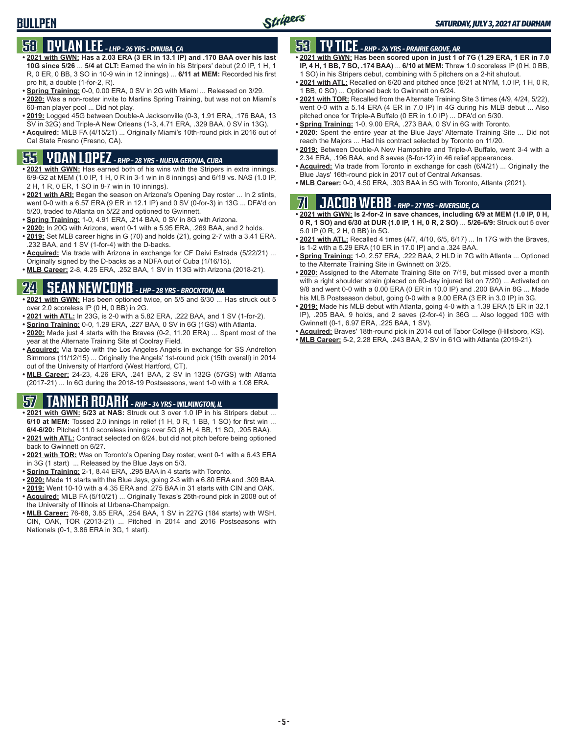# BULLPEN

## 58 DYLAN LEE - *LHP - 26 YRS - DINUBA, CA*

- **2021 with GWN: Has a 2.03 ERA (3 ER in 13.1 IP) and .170 BAA over his last 10G since 5/26** ... **5/4 at CLT:** Earned the win in his Stripers' debut (2.0 IP, 1 H, 1 R, 0 ER, 0 BB, 3 SO in 10-9 win in 12 innings) ... **6/11 at MEM:** Recorded his first pro hit, a double (1-for-2, R).
- **Spring Training:** 0-0, 0.00 ERA, 0 SV in 2G with Miami ... Released on 3/29.
- **2020:** Was a non-roster invite to Marlins Spring Training, but was not on Miami's 60-man player pool ... Did not play.
- **2019:** Logged 45G between Double-A Jacksonville (0-3, 1.91 ERA, .176 BAA, 13 SV in 32G) and Triple-A New Orleans (1-3, 4.71 ERA, .329 BAA, 0 SV in 13G).
- **Acquired:** MiLB FA (4/15/21) ... Originally Miami's 10th-round pick in 2016 out of Cal State Fresno (Fresno, CA).

## 55 YOAN LOPEZ - *RHP - 28 YRS - NUEVA GERONA, CUBA*

- **2021 with GWN:** Has earned both of his wins with the Stripers in extra innings, 6/9-G2 at MEM (1.0 IP, 1 H, 0 R in 3-1 win in 8 innings) and 6/18 vs. NAS (1.0 IP, 2 H, 1 R, 0 ER, 1 SO in 8-7 win in 10 innings).
- **2021 with ARI:** Began the season on Arizona's Opening Day roster ... In 2 stints, went 0-0 with a 6.57 ERA (9 ER in 12.1 IP) and 0 SV (0-for-3) in 13G ... DFA'd on 5/20, traded to Atlanta on 5/22 and optioned to Gwinnett.
- **Spring Training:** 1-0, 4.91 ERA, .214 BAA, 0 SV in 8G with Arizona.
- **2020:** In 20G with Arizona, went 0-1 with a 5.95 ERA, .269 BAA, and 2 holds.
- **2019:** Set MLB career highs in G (70) and holds (21), going 2-7 with a 3.41 ERA, .232 BAA, and 1 SV (1-for-4) with the D-backs.
- **Acquired:** Via trade with Arizona in exchange for CF Deivi Estrada (5/22/21) ... Originally signed by the D-backs as a NDFA out of Cuba (1/16/15).
- **MLB Career:** 2-8, 4.25 ERA, .252 BAA, 1 SV in 113G with Arizona (2018-21).

## 24 SEAN NEWCOMB - *LHP - 28 YRS - BROCKTON, MA*

- **2021 with GWN:** Has been optioned twice, on 5/5 and 6/30 ... Has struck out 5 over 2.0 scoreless IP (0 H, 0 BB) in 2G.
- **2021 with ATL:** In 23G, is 2-0 with a 5.82 ERA, .222 BAA, and 1 SV (1-for-2).
- **Spring Training:** 0-0, 1.29 ERA, .227 BAA, 0 SV in 6G (1GS) with Atlanta.
- **2020:** Made just 4 starts with the Braves (0-2, 11.20 ERA) ... Spent most of the year at the Alternate Training Site at Coolray Field.
- **Acquired:** Via trade with the Los Angeles Angels in exchange for SS Andrelton Simmons (11/12/15) ... Originally the Angels' 1st-round pick (15th overall) in 2014 out of the University of Hartford (West Hartford, CT).
- **MLB Career:** 24-23, 4.26 ERA, .241 BAA, 2 SV in 132G (57GS) with Atlanta (2017-21) ... In 6G during the 2018-19 Postseasons, went 1-0 with a 1.08 ERA.

## 57 TANNER ROARK - *RHP - 34 YRS - WILMINGTON, IL*

- **2021 with GWN: 5/23 at NAS:** Struck out 3 over 1.0 IP in his Stripers debut ... **6/10 at MEM:** Tossed 2.0 innings in relief (1 H, 0 R, 1 BB, 1 SO) for first win ... **6/4-6/20:** Pitched 11.0 scoreless innings over 5G (8 H, 4 BB, 11 SO, .205 BAA).
- **2021 with ATL:** Contract selected on 6/24, but did not pitch before being optioned back to Gwinnett on 6/27.
- **2021 with TOR:** Was on Toronto's Opening Day roster, went 0-1 with a 6.43 ERA in 3G (1 start) ... Released by the Blue Jays on 5/3.
- **Spring Training:** 2-1, 8.44 ERA, .295 BAA in 4 starts with Toronto.
- **2020:** Made 11 starts with the Blue Jays, going 2-3 with a 6.80 ERA and .309 BAA.
- **2019:** Went 10-10 with a 4.35 ERA and .275 BAA in 31 starts with CIN and OAK.
- **Acquired:** MiLB FA (5/10/21) ... Originally Texas's 25th-round pick in 2008 out of the University of Illinois at Urbana-Champaign.
- **MLB Career:** 76-68, 3.85 ERA, .254 BAA, 1 SV in 227G (184 starts) with WSH, CIN, OAK, TOR (2013-21) ... Pitched in 2014 and 2016 Postseasons with Nationals (0-1, 3.86 ERA in 3G, 1 start).

## 53 TY TICE - *RHP - 24 YRS - PRAIRIE GROVE, AR*

- **2021 with GWN: Has been scored upon in just 1 of 7G (1.29 ERA, 1 ER in 7.0 IP, 4 H, 1 BB, 7 SO, .174 BAA)** ... **6/10 at MEM:** Threw 1.0 scoreless IP (0 H, 0 BB, 1 SO) in his Stripers debut, combining with 5 pitchers on a 2-hit shutout.
- **2021 with ATL:** Recalled on 6/20 and pitched once (6/21 at NYM, 1.0 IP, 1 H, 0 R, 1 BB, 0 SO) ... Optioned back to Gwinnett on 6/24.
- **2021 with TOR:** Recalled from the Alternate Training Site 3 times (4/9, 4/24, 5/22), went 0-0 with a 5.14 ERA (4 ER in 7.0 IP) in 4G during his MLB debut ... Also pitched once for Triple-A Buffalo (0 ER in 1.0 IP) ... DFA'd on 5/30.
- **Spring Training:** 1-0, 9.00 ERA, .273 BAA, 0 SV in 6G with Toronto.
- **2020:** Spent the entire year at the Blue Jays' Alternate Training Site ... Did not reach the Majors ... Had his contract selected by Toronto on 11/20.
- **2019:** Between Double-A New Hampshire and Triple-A Buffalo, went 3-4 with a 2.34 ERA, .196 BAA, and 8 saves (8-for-12) in 46 relief appearances.
- **Acquired:** Via trade from Toronto in exchange for cash (6/4/21) ... Originally the Blue Jays' 16th-round pick in 2017 out of Central Arkansas.
- **MLB Career:** 0-0, 4.50 ERA, .303 BAA in 5G with Toronto, Atlanta (2021).

## 71 JACOB WEBB - *RHP - 27 YRS - RIVERSIDE, CA*

- **2021 with GWN: Is 2-for-2 in save chances, including 6/9 at MEM (1.0 IP, 0 H, 0 R, 1 SO) and 6/30 at DUR (1.0 IP, 1 H, 0 R, 2 SO)** ... **5/26-6/9:** Struck out 5 over 5.0 IP (0 R, 2 H, 0 BB) in 5G.
- **2021 with ATL:** Recalled 4 times (4/7, 4/10, 6/5, 6/17) ... In 17G with the Braves, is 1-2 with a 5.29 ERA (10 ER in 17.0 IP) and a .324 BAA.
- **Spring Training:** 1-0, 2.57 ERA, .222 BAA, 2 HLD in 7G with Atlanta ... Optioned to the Alternate Training Site in Gwinnett on 3/25.
- **2020:** Assigned to the Alternate Training Site on 7/19, but missed over a month with a right shoulder strain (placed on 60-day injured list on 7/20) ... Activated on 9/8 and went 0-0 with a 0.00 ERA (0 ER in 10.0 IP) and .200 BAA in 8G ... Made his MLB Postseason debut, going 0-0 with a 9.00 ERA (3 ER in 3.0 IP) in 3G.
- **2019:** Made his MLB debut with Atlanta, going 4-0 with a 1.39 ERA (5 ER in 32.1 IP), .205 BAA, 9 holds, and 2 saves (2-for-4) in 36G ... Also logged 10G with Gwinnett (0-1, 6.97 ERA, .225 BAA, 1 SV).
- **Acquired:** Braves' 18th-round pick in 2014 out of Tabor College (Hillsboro, KS).
- **MLB Career:** 5-2, 2.28 ERA, .243 BAA, 2 SV in 61G with Atlanta (2019-21).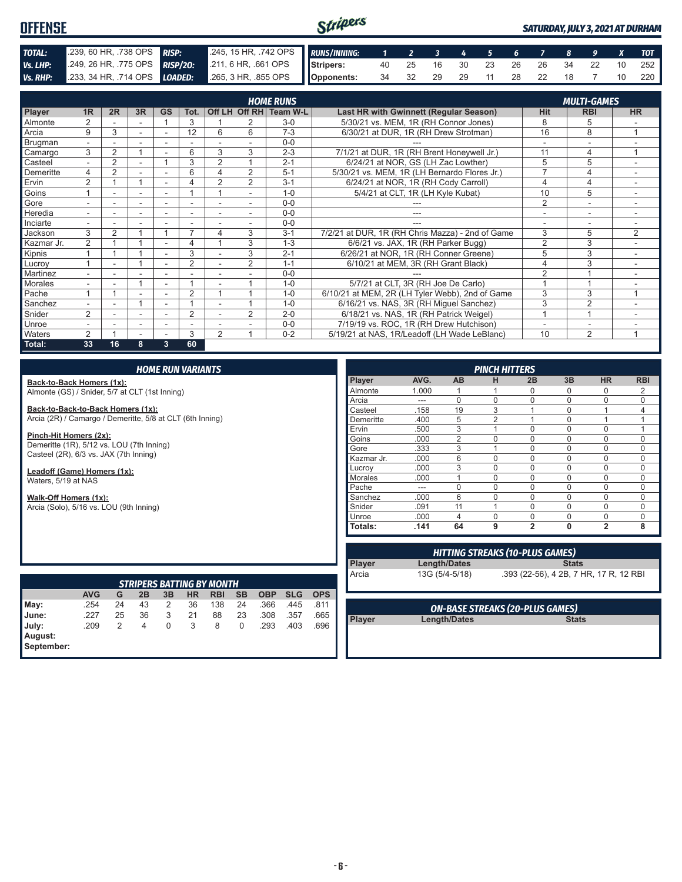# OFFENSE

*SATURDAY, JULY 3, 2021 AT DURHAM*

| | | | |
|---|---|---|---|
| **TOTAL:** | .239, 60 HR, .738 OPS | **RISP:** | .245, 15 HR, .742 OPS |
| **Vs. LHP:** | .249, 26 HR, .775 OPS | **RISP/2O:** | .211, 6 HR, .661 OPS |
| **Vs. RHP:** | .233, 34 HR, .714 OPS | **LOADED:** | .265, 3 HR, .855 OPS |

| RUNS/INNING: | 1 | 2 | 3 | 4 | 5 | 6 | 7 | 8 | 9 | X | TOT |
|---|---|---|---|---|---|---|---|---|---|---|---|
| Stripers: | 40 | 25 | 16 | 30 | 23 | 26 | 26 | 34 | 22 | 10 | 252 |
| Opponents: | 34 | 32 | 29 | 29 | 11 | 28 | 22 | 18 | 7 | 10 | 220 |

| Player | 1R | 2R | 3R | GS | Tot. | Off LH | Off RH | Team W-L | Last HR with Gwinnett (Regular Season) | Hit | RBI | HR |
|---|---|---|---|---|---|---|---|---|---|---|---|---|
| | HOME RUNS | | | | | | | | | MULTI-GAMES | | |
| Almonte | 2 | - | - | 1 | 3 | 1 | 2 | 3-0 | 5/30/21 vs. MEM, 1R (RH Connor Jones) | 8 | 5 | - |
| Arcia | 9 | 3 | - | - | 12 | 6 | 6 | 7-3 | 6/30/21 at DUR, 1R (RH Drew Strotman) | 16 | 8 | 1 |
| Brugman | - | - | - | - | - | - | - | 0-0 | --- | - | - | - |
| Camargo | 3 | 2 | 1 | - | 6 | 3 | 3 | 2-3 | 7/1/21 at DUR, 1R (RH Brent Honeywell Jr.) | 11 | 4 | 1 |
| Casteel | - | 2 | - | 1 | 3 | 2 | 1 | 2-1 | 6/24/21 at NOR, GS (LH Zac Lowther) | 5 | 5 | - |
| Demeritte | 4 | 2 | - | - | 6 | 4 | 2 | 5-1 | 5/30/21 vs. MEM, 1R (LH Bernardo Flores Jr.) | 7 | 4 | - |
| Ervin | 2 | 1 | 1 | - | 4 | 2 | 2 | 3-1 | 6/24/21 at NOR, 1R (RH Cody Carroll) | 4 | 4 | - |
| Goins | 1 | - | - | - | 1 | 1 | - | 1-0 | 5/4/21 at CLT, 1R (LH Kyle Kubat) | 10 | 5 | - |
| Gore | - | - | - | - | - | - | - | 0-0 | --- | 2 | - | - |
| Heredia | - | - | - | - | - | - | - | 0-0 | --- | - | - | - |
| Inciarte | - | - | - | - | - | - | - | 0-0 | --- | - | - | - |
| Jackson | 3 | 2 | 1 | 1 | 7 | 4 | 3 | 3-1 | 7/2/21 at DUR, 1R (RH Chris Mazza) - 2nd of Game | 3 | 5 | 2 |
| Kazmar Jr. | 2 | 1 | 1 | - | 4 | 1 | 3 | 1-3 | 6/6/21 vs. JAX, 1R (RH Parker Bugg) | 2 | 3 | - |
| Kipnis | 1 | 1 | 1 | - | 3 | - | 3 | 2-1 | 6/26/21 at NOR, 1R (RH Conner Greene) | 5 | 3 | - |
| Lucroy | 1 | - | 1 | - | 2 | - | 2 | 1-1 | 6/10/21 at MEM, 3R (RH Grant Black) | 4 | 3 | - |
| Martinez | - | - | - | - | - | - | - | 0-0 | --- | 2 | 1 | - |
| Morales | - | - | 1 | - | 1 | - | 1 | 1-0 | 5/7/21 at CLT, 3R (RH Joe De Carlo) | 1 | 1 | - |
| Pache | 1 | 1 | - | - | 2 | 1 | 1 | 1-0 | 6/10/21 at MEM, 2R (LH Tyler Webb), 2nd of Game | 3 | 3 | 1 |
| Sanchez | - | - | 1 | - | 1 | - | 1 | 1-0 | 6/16/21 vs. NAS, 3R (RH Miguel Sanchez) | 3 | 2 | - |
| Snider | 2 | - | - | - | 2 | - | 2 | 2-0 | 6/18/21 vs. NAS, 1R (RH Patrick Weigel) | 1 | 1 | - |
| Unroe | - | - | - | - | - | - | - | 0-0 | 7/19/19 vs. ROC, 1R (RH Drew Hutchison) | - | - | - |
| Waters | 2 | 1 | - | - | 3 | 2 | 1 | 0-2 | 5/19/21 at NAS, 1R/Leadoff (LH Wade LeBlanc) | 10 | 2 | 1 |
| **Total:** | **33** | **16** | **8** | **3** | **60** | | | | | | | |

## HOME RUN VARIANTS

**Back-to-Back Homers (1x):**
Almonte (GS) / Snider, 5/7 at CLT (1st Inning)

**Back-to-Back-to-Back Homers (1x):**
Arcia (2R) / Camargo / Demeritte, 5/8 at CLT (6th Inning)

**Pinch-Hit Homers (2x):**
Demeritte (1R), 5/12 vs. LOU (7th Inning)
Casteel (2R), 6/3 vs. JAX (7th Inning)

**Leadoff (Game) Homers (1x):**
Waters, 5/19 at NAS

**Walk-Off Homers (1x):**
Arcia (Solo), 5/16 vs. LOU (9th Inning)

## PINCH HITTERS

| Player | AVG. | AB | H | 2B | 3B | HR | RBI |
|---|---|---|---|---|---|---|---|
| Almonte | 1.000 | 1 | 1 | 0 | 0 | 0 | 2 |
| Arcia | --- | 0 | 0 | 0 | 0 | 0 | 0 |
| Casteel | .158 | 19 | 3 | 1 | 0 | 1 | 4 |
| Demeritte | .400 | 5 | 2 | 1 | 0 | 1 | 1 |
| Ervin | .500 | 3 | 1 | 0 | 0 | 0 | 1 |
| Goins | .000 | 2 | 0 | 0 | 0 | 0 | 0 |
| Gore | .333 | 3 | 1 | 0 | 0 | 0 | 0 |
| Kazmar Jr. | .000 | 6 | 0 | 0 | 0 | 0 | 0 |
| Lucroy | .000 | 3 | 0 | 0 | 0 | 0 | 0 |
| Morales | .000 | 1 | 0 | 0 | 0 | 0 | 0 |
| Pache | --- | 0 | 0 | 0 | 0 | 0 | 0 |
| Sanchez | .000 | 6 | 0 | 0 | 0 | 0 | 0 |
| Snider | .091 | 11 | 1 | 0 | 0 | 0 | 0 |
| Unroe | .000 | 4 | 0 | 0 | 0 | 0 | 0 |
| **Totals:** | **.141** | **64** | **9** | **2** | **0** | **2** | **8** |

## HITTING STREAKS (10-PLUS GAMES)

| Player | Length/Dates | Stats |
|---|---|---|
| Arcia | 13G (5/4-5/18) | .393 (22-56), 4 2B, 7 HR, 17 R, 12 RBI |

## STRIPERS BATTING BY MONTH

| | AVG | G | 2B | 3B | HR | RBI | SB | OBP | SLG | OPS |
|---|---|---|---|---|---|---|---|---|---|---|
| May: | .254 | 24 | 43 | 2 | 36 | 138 | 24 | .366 | .445 | .811 |
| June: | .227 | 25 | 36 | 3 | 21 | 88 | 23 | .308 | .357 | .665 |
| July: | .209 | 2 | 4 | 0 | 3 | 8 | 0 | .293 | .403 | .696 |
| August: | | | | | | | | | | |
| September: | | | | | | | | | | |

## ON-BASE STREAKS (20-PLUS GAMES)

| Player | Length/Dates | Stats |
|---|---|---|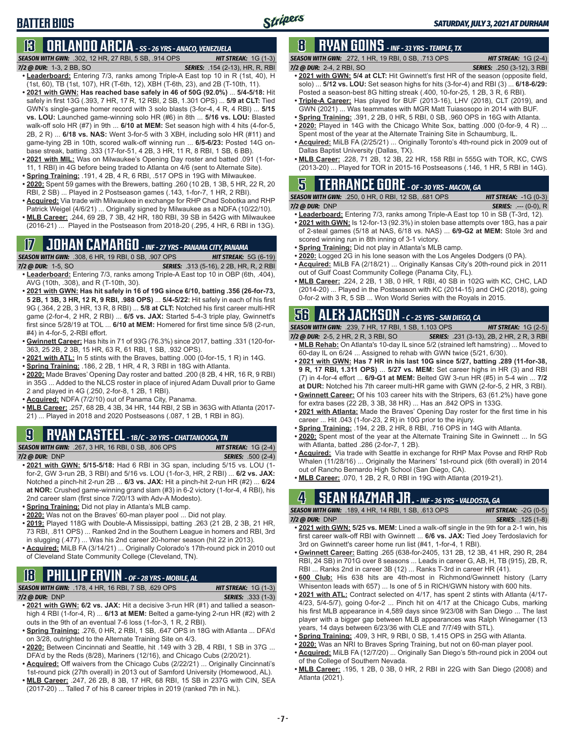# BATTER BIOS

SATURDAY, JULY 3, 2021 AT DURHAM

## 13 ORLANDO ARCIA - SS - 26 YRS - ANACO, VENEZUELA

**SEASON WITH GWN:** .302, 12 HR, 27 RBI, 5 SB, .914 OPS **HIT STREAK:** 1G (1-3)
**7/2 @ DUR:** 1-3, 2 BB, SO **SERIES:** .154 (2-13), HR, R, RBI

- **Leaderboard:** Entering 7/3, ranks among Triple-A East top 10 in R (1st, 40), H (1st, 60), TB (1st, 107), HR (T-6th, 12), XBH (T-6th, 23), and 2B (T-10th, 11).
- **2021 with GWN: Has reached base safely in 46 of 50G (92.0%)** ... **5/4-5/18:** Hit safely in first 13G (.393, 7 HR, 17 R, 12 RBI, 2 SB, 1.301 OPS) ... **5/9 at CLT:** Tied GWN's single-game homer record with 3 solo blasts (3-for-4, 4 R, 4 RBI) ... **5/15 vs. LOU:** Launched game-winning solo HR (#6) in 8th ... **5/16 vs. LOU:** Blasted walk-off solo HR (#7) in 9th ... **6/10 at MEM:** Set season high with 4 hits (4-for-5, 2B, 2 R) ... **6/18 vs. NAS:** Went 3-for-5 with 3 XBH, including solo HR (#11) and game-tying 2B in 10th, scored walk-off winning run ... **6/5-6/23:** Posted 14G on-base streak, batting .333 (17-for-51, 4 2B, 3 HR, 11 R, 8 RBI, 1 SB, 6 BB).
- **2021 with MIL:** Was on Milwaukee's Opening Day roster and batted .091 (1-for-11, 1 RBI) in 4G before being traded to Atlanta on 4/6 (sent to Alternate Site).
- **Spring Training:** .191, 4 2B, 4 R, 6 RBI, .517 OPS in 19G with Milwaukee.
- **2020:** Spent 59 games with the Brewers, batting .260 (10 2B, 1 3B, 5 HR, 22 R, 20 RBI, 2 SB) ... Played in 2 Postseason games (.143, 1-for-7, 1 HR, 2 RBI).
- **Acquired:** Via trade with Milwaukee in exchange for RHP Chad Sobotka and RHP Patrick Weigel (4/6/21) ... Originally signed by Milwaukee as a NDFA (10/22/10).
- **MLB Career:** .244, 69 2B, 7 3B, 42 HR, 180 RBI, 39 SB in 542G with Milwaukee (2016-21) ... Played in the Postseason from 2018-20 (.295, 4 HR, 6 RBI in 13G).

## 17 JOHAN CAMARGO - INF - 27 YRS - PANAMA CITY, PANAMA

**SEASON WITH GWN:** .308, 6 HR, 19 RBI, 0 SB, .907 OPS **HIT STREAK:** 5G (6-19)
**7/2 @ DUR:** 1-5, SO **SERIES:** .313 (5-16), 2 2B, HR, R, 2 RBI

- **Leaderboard:** Entering 7/3, ranks among Triple-A East top 10 in OBP (6th, .404), AVG (10th, .308), and R (T-10th, 30).
- **2021 with GWN: Has hit safely in 16 of 19G since 6/10, batting .356 (26-for-73, 5 2B, 1 3B, 3 HR, 12 R, 9 RBI, .988 OPS)** ... **5/4-5/22:** Hit safely in each of his first 9G (.364, 2 2B, 3 HR, 13 R, 8 RBI) ... **5/8 at CLT:** Notched his first career multi-HR game (2-for-4, 2 HR, 2 RBI) ... **6/5 vs. JAX:** Started 5-4-3 triple play, Gwinnett's first since 5/28/19 at TOL ... **6/10 at MEM:** Homered for first time since 5/8 (2-run, #4) in 4-for-5, 2-RBI effort.
- **Gwinnett Career:** Has hits in 71 of 93G (76.3%) since 2017, batting .331 (120-for-363, 25 2B, 2 3B, 15 HR, 63 R, 61 RBI, 1 SB, .932 OPS).
- **2021 with ATL:** In 5 stints with the Braves, batting .000 (0-for-15, 1 R) in 14G.
- **Spring Training:** .186, 2 2B, 1 HR, 4 R, 3 RBI in 18G with Atlanta.
- **2020:** Made Braves' Opening Day roster and batted .200 (8 2B, 4 HR, 16 R, 9 RBI) in 35G ... Added to the NLCS roster in place of injured Adam Duvall prior to Game 2 and played in 4G (.250, 2-for-8, 1 2B, 1 RBI).
- **Acquired:** NDFA (7/2/10) out of Panama City, Panama.
- **MLB Career:** .257, 68 2B, 4 3B, 34 HR, 144 RBI, 2 SB in 363G with Atlanta (2017-21) ... Played in 2018 and 2020 Postseasons (.087, 1 2B, 1 RBI in 8G).

## 9 RYAN CASTEEL - 1B/C - 30 YRS - CHATTANOOGA, TN

**SEASON WITH GWN:** .267, 3 HR, 16 RBI, 0 SB, .806 OPS **HIT STREAK:** 1G (2-4)
**7/2 @ DUR:** DNP **SERIES:** .500 (2-4)

- **2021 with GWN: 5/15-5/18:** Had 6 RBI in 3G span, including 5/15 vs. LOU (1-for-2, GW 3-run 2B, 3 RBI) and 5/16 vs. LOU (1-for-3, HR, 2 RBI) ... **6/2 vs. JAX:** Notched a pinch-hit 2-run 2B ... **6/3 vs. JAX:** Hit a pinch-hit 2-run HR (#2) ... **6/24 at NOR:** Crushed game-winning grand slam (#3) in 6-2 victory (1-for-4, 4 RBI), his 2nd career slam (first since 7/20/13 with Adv-A Modesto).
- **Spring Training:** Did not play in Atlanta's MLB camp.
- **2020:** Was not on the Braves' 60-man player pool ... Did not play.
- **2019:** Played 118G with Double-A Mississippi, batting .263 (21 2B, 2 3B, 21 HR, 73 RBI, .811 OPS) ... Ranked 2nd in the Southern League in homers and RBI, 3rd in slugging (.477) ... Was his 2nd career 20-homer season (hit 22 in 2013).
- **Acquired:** MiLB FA (3/14/21) ... Originally Colorado's 17th-round pick in 2010 out of Cleveland State Community College (Cleveland, TN).

## 18 PHILLIP ERVIN - OF - 28 YRS - MOBILE, AL

**SEASON WITH GWN:** .178, 4 HR, 16 RBI, 7 SB, .629 OPS **HIT STREAK:** 1G (1-3)
**7/2 @ DUR:** DNP **SERIES:** .333 (1-3)

- **2021 with GWN: 6/2 vs. JAX:** Hit a decisive 3-run HR (#1) and tallied a season-high 4 RBI (1-for-4, R) ... **6/13 at MEM:** Belted a game-tying 2-run HR (#2) with 2 outs in the 9th of an eventual 7-6 loss (1-for-3, 1 R, 2 RBI).
- **Spring Training:** .276, 0 HR, 2 RBI, 1 SB, .647 OPS in 18G with Atlanta ... DFA'd on 3/28, outrighted to the Alternate Training Site on 4/3.
- **2020:** Between Cincinnati and Seattle, hit .149 with 3 2B, 4 RBI, 1 SB in 37G ... DFA'd by the Reds (8/28), Mariners (12/16), and Chicago Cubs (2/20/21).
- **Acquired:** Off waivers from the Chicago Cubs (2/22/21) ... Originally Cincinnati's 1st-round pick (27th overall) in 2013 out of Samford University (Homewood, AL).
- **MLB Career:** .247, 26 2B, 8 3B, 17 HR, 68 RBI, 15 SB in 237G with CIN, SEA (2017-20) ... Talled 7 of his 8 career triples in 2019 (ranked 7th in NL).

## 8 RYAN GOINS - INF - 33 YRS - TEMPLE, TX

**SEASON WITH GWN:** .272, 1 HR, 19 RBI, 0 SB, .713 OPS **HIT STREAK:** 1G (2-4)
**7/2 @ DUR:** 2-4, 2 RBI, SO **SERIES:** .250 (3-12), 3 RBI

- **2021 with GWN: 5/4 at CLT:** Hit Gwinnett's first HR of the season (opposite field, solo) ... **5/12 vs. LOU:** Set season highs for hits (3-for-4) and RBI (3) ... **6/18-6/29:** Posted a season-best 8G hitting streak (.400, 10-for-25, 1 2B, 3 R, 6 RBI).
- **Triple-A Career:** Has played for BUF (2013-16), LHV (2018), CLT (2019), and GWN (2021) ... Was teammates with MGR Matt Tuiasosopo in 2014 with BUF.
- **Spring Training:** .391, 2 2B, 0 HR, 5 RBI, 0 SB, .960 OPS in 16G with Atlanta.
- **2020:** Played in 14G with the Chicago White Sox, batting .000 (0-for-9, 4 R) ... Spent most of the year at the Alternate Training Site in Schaumburg, IL.
- **Acquired:** MiLB FA (2/25/21) ... Originally Toronto's 4th-round pick in 2009 out of Dallas Baptist University (Dallas, TX).
- **MLB Career:** .228, 71 2B, 12 3B, 22 HR, 158 RBI in 555G with TOR, KC, CWS (2013-20) ... Played for TOR in 2015-16 Postseasons (.146, 1 HR, 5 RBI in 14G).

## 5 TERRANCE GORE - OF - 30 YRS - MACON, GA

**SEASON WITH GWN:** .250, 0 HR, 0 RBI, 12 SB, .681 OPS **HIT STREAK:** -1G (0-3)
**7/2 @ DUR:** DNP **SERIES:** .--- (0-0), R

- **Leaderboard:** Entering 7/3, ranks among Triple-A East top 10 in SB (T-3rd, 12).
- **2021 with GWN:** Is 12-for-13 (92.3%) in stolen base attempts over 18G, has a pair of 2-steal games (5/18 at NAS, 6/18 vs. NAS) ... **6/9-G2 at MEM:** Stole 3rd and scored winning run in 8th inning of 3-1 victory.
- **Spring Training:** Did not play in Atlanta's MLB camp.
- **2020:** Logged 2G in his lone season with the Los Angeles Dodgers (0 PA).
- **Acquired:** MiLB FA (2/18/21) ... Originally Kansas City's 20th-round pick in 2011 out of Gulf Coast Community College (Panama City, FL).
- **MLB Career:** .224, 2 2B, 1 3B, 0 HR, 1 RBI, 40 SB in 102G with KC, CHC, LAD (2014-20) ... Played in the Postseason with KC (2014-15) and CHC (2018), going 0-for-2 with 3 R, 5 SB ... Won World Series with the Royals in 2015.

## 56 ALEX JACKSON - C - 25 YRS - SAN DIEGO, CA

**SEASON WITH GWN:** .239, 7 HR, 17 RBI, 1 SB, 1.103 OPS **HIT STREAK:** 1G (2-5)
**7/2 @ DUR:** 2-5, 2 HR, 2 R, 3 RBI, SO **SERIES:** .231 (3-13), 2B, 2 HR, 2 R, 3 RBI

- **MLB Rehab:** On Atlanta's 10-day IL since 5/2 (strained left hamstring) ... Moved to 60-day IL on 6/24 ... Assigned to rehab with GWN twice (5/21, 6/30).
- **2021 with GWN: Has 7 HR in his last 10G since 5/27, batting .289 (11-for-38, 9 R, 17 RBI, 1.311 OPS)** ... **5/27 vs. MEM:** Set career highs in HR (3) and RBI (7) in 4-for-4 effort ... **6/9-G1 at MEM:** Belted GW 3-run HR (#5) in 5-4 win ... **7/2 at DUR:** Notched his 7th career multi-HR game with GWN (2-for-5, 2 HR, 3 RBI).
- **Gwinnett Career:** Of his 103 career hits with the Stripers, 63 (61.2%) have gone for extra bases (22 2B, 3 3B, 38 HR) ... Has an .842 OPS in 133G.
- **2021 with Atlanta:** Made the Braves' Opening Day roster for the first time in his career ... Hit .043 (1-for-23, 2 R) in 10G prior to the injury.
- **Spring Training:** .194, 2 2B, 2 HR, 8 RBI, .716 OPS in 14G with Atlanta.
- **2020:** Spent most of the year at the Alternate Training Site in Gwinnett ... In 5G with Atlanta, batted .286 (2-for-7, 1 2B).
- **Acquired:** Via trade with Seattle in exchange for RHP Max Povse and RHP Rob Whalen (11/28/16) ... Originally the Mariners' 1st-round pick (6th overall) in 2014 out of Rancho Bernardo High School (San Diego, CA).
- **MLB Career:** .070, 1 2B, 2 R, 0 RBI in 19G with Atlanta (2019-21).

## 4 SEAN KAZMAR JR. - INF - 36 YRS - VALDOSTA, GA

**SEASON WITH GWN:** .189, 4 HR, 14 RBI, 1 SB, .613 OPS **HIT STREAK:** -2G (0-5)
**7/2 @ DUR:** DNP **SERIES:** .125 (1-8)

- **2021 with GWN: 5/25 vs. MEM:** Lined a walk-off single in the 9th for a 2-1 win, his first career walk-off RBI with Gwinnett ... **6/6 vs. JAX:** Tied Joey Terdoslavich for 3rd on Gwinnett's career home run list (#41, 1-for-4, 1 RBI).
- **Gwinnett Career:** Batting .265 (638-for-2405, 131 2B, 12 3B, 41 HR, 290 R, 284 RBI, 24 SB) in 701G over 8 seasons ... Leads in career G, AB, H, TB (915), 2B, R, RBI ... Ranks 2nd in career 3B (12) ... Ranks T-3rd in career HR (41).
- **600 Club:** His 638 hits are 4th-most in Richmond/Gwinnett history (Larry Whisenton leads with 657) ... Is one of 5 in RICH/GWN history with 600 hits.
- **2021 with ATL:** Contract selected on 4/17, has spent 2 stints with Atlanta (4/17-4/23, 5/4-5/7), going 0-for-2 ... Pinch hit on 4/17 at the Chicago Cubs, marking his first MLB appearance in 4,589 days since 9/23/08 with San Diego ... The last player with a bigger gap between MLB appearances was Ralph Winegarner (13 years, 14 days between 6/23/36 with CLE and 7/7/49 with STL).
- **Spring Training:** .409, 3 HR, 9 RBI, 0 SB, 1.415 OPS in 25G with Atlanta.
- **2020:** Was an NRI to Braves Spring Training, but not on 60-man player pool.
- **Acquired:** MiLB FA (12/7/20) ... Originally San Diego's 5th-round pick in 2004 out of the College of Southern Nevada.
- **MLB Career:** .195, 1 2B, 0 3B, 0 HR, 2 RBI in 22G with San Diego (2008) and Atlanta (2021).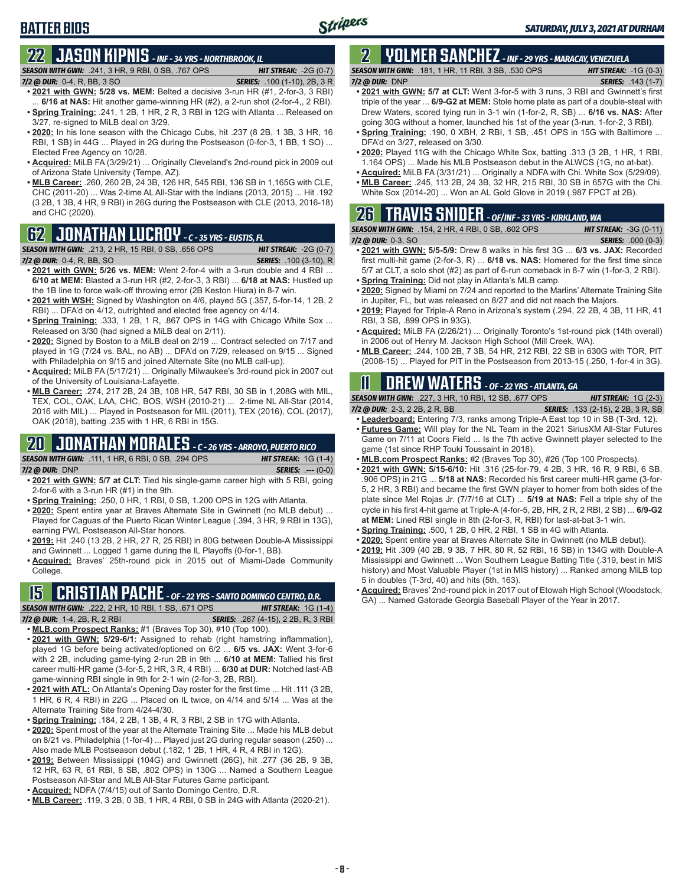# BATTER BIOS

## 22 JASON KIPNIS - INF - 34 YRS - NORTHBROOK, IL

**SEASON WITH GWN:** .241, 3 HR, 9 RBI, 0 SB, .767 OPS **HIT STREAK:** -2G (0-7)
**7/2 @ DUR:** 0-4, R, BB, 3 SO **SERIES:** .100 (1-10), 2B, 3 R

- **2021 with GWN: 5/28 vs. MEM:** Belted a decisive 3-run HR (#1, 2-for-3, 3 RBI) ... **6/16 at NAS:** Hit another game-winning HR (#2), a 2-run shot (2-for-4,, 2 RBI).
- **Spring Training:** .241, 1 2B, 1 HR, 2 R, 3 RBI in 12G with Atlanta ... Released on 3/27, re-signed to MiLB deal on 3/29.
- **2020:** In his lone season with the Chicago Cubs, hit .237 (8 2B, 1 3B, 3 HR, 16 RBI, 1 SB) in 44G ... Played in 2G during the Postseason (0-for-3, 1 BB, 1 SO) ... Elected Free Agency on 10/28.
- **Acquired:** MiLB FA (3/29/21) ... Originally Cleveland's 2nd-round pick in 2009 out of Arizona State University (Tempe, AZ).
- **MLB Career:** .260, 260 2B, 24 3B, 126 HR, 545 RBI, 136 SB in 1,165G with CLE, CHC (2011-20) ... Was 2-time AL All-Star with the Indians (2013, 2015) ... Hit .192 (3 2B, 1 3B, 4 HR, 9 RBI) in 26G during the Postseason with CLE (2013, 2016-18) and CHC (2020).

## 62 JONATHAN LUCROY - C - 35 YRS - EUSTIS, FL

**SEASON WITH GWN:** .213, 2 HR, 15 RBI, 0 SB, .656 OPS **HIT STREAK:** -2G (0-7)
**7/2 @ DUR:** 0-4, R, BB, SO **SERIES:** .100 (3-10), R

- **2021 with GWN: 5/26 vs. MEM:** Went 2-for-4 with a 3-run double and 4 RBI ... **6/10 at MEM:** Blasted a 3-run HR (#2, 2-for-3, 3 RBI) ... **6/18 at NAS:** Hustled up the 1B line to force walk-off throwing error (2B Keston Hiura) in 8-7 win.
- **2021 with WSH:** Signed by Washington on 4/6, played 5G (.357, 5-for-14, 1 2B, 2 RBI) ... DFA'd on 4/12, outrighted and elected free agency on 4/14.
- **Spring Training:** .333, 1 2B, 1 R, .867 OPS in 14G with Chicago White Sox ... Released on 3/30 (had signed a MiLB deal on 2/11).
- **2020:** Signed by Boston to a MiLB deal on 2/19 ... Contract selected on 7/17 and played in 1G (7/24 vs. BAL, no AB) ... DFA'd on 7/29, released on 9/15 ... Signed with Philadelphia on 9/15 and joined Alternate Site (no MLB call-up).
- **Acquired:** MiLB FA (5/17/21) ... Originally Milwaukee's 3rd-round pick in 2007 out of the University of Louisiana-Lafayette.
- **MLB Career:** .274, 217 2B, 24 3B, 108 HR, 547 RBI, 30 SB in 1,208G with MIL, TEX, COL, OAK, LAA, CHC, BOS, WSH (2010-21) ... 2-time NL All-Star (2014, 2016 with MIL) ... Played in Postseason for MIL (2011), TEX (2016), COL (2017), OAK (2018), batting .235 with 1 HR, 6 RBI in 15G.

## 20 JONATHAN MORALES - C - 26 YRS - ARROYO, PUERTO RICO

**SEASON WITH GWN:** .111, 1 HR, 6 RBI, 0 SB, .294 OPS **HIT STREAK:** 1G (1-4)
**7/2 @ DUR:** DNP **SERIES:** .--- (0-0)

- **2021 with GWN: 5/7 at CLT:** Tied his single-game career high with 5 RBI, going 2-for-6 with a 3-run HR (#1) in the 9th.
- **Spring Training:** .250, 0 HR, 1 RBI, 0 SB, 1.200 OPS in 12G with Atlanta.
- **2020:** Spent entire year at Braves Alternate Site in Gwinnett (no MLB debut) ... Played for Caguas of the Puerto Rican Winter League (.394, 3 HR, 9 RBI in 13G), earning PWL Postseason All-Star honors.
- **2019:** Hit .240 (13 2B, 2 HR, 27 R, 25 RBI) in 80G between Double-A Mississippi and Gwinnett ... Logged 1 game during the IL Playoffs (0-for-1, BB).
- **Acquired:** Braves' 25th-round pick in 2015 out of Miami-Dade Community College.

## 15 CRISTIAN PACHE - OF - 22 YRS - SANTO DOMINGO CENTRO, D.R.

**SEASON WITH GWN:** .222, 2 HR, 10 RBI, 1 SB, .671 OPS **HIT STREAK:** 1G (1-4)
**7/2 @ DUR:** 1-4, 2B, R, 2 RBI **SERIES:** .267 (4-15), 2 2B, R, 3 RBI

- **MLB.com Prospect Ranks:** #1 (Braves Top 30), #10 (Top 100).
- **2021 with GWN: 5/29-6/1:** Assigned to rehab (right hamstring inflammation), played 1G before being activated/optioned on 6/2 ... **6/5 vs. JAX:** Went 3-for-6 with 2 2B, including game-tying 2-run 2B in 9th ... **6/10 at MEM:** Tallied his first career multi-HR game (3-for-5, 2 HR, 3 R, 4 RBI) ... **6/30 at DUR:** Notched last-AB game-winning RBI single in 9th for 2-1 win (2-for-3, 2B, RBI).
- **2021 with ATL:** On Atlanta's Opening Day roster for the first time ... Hit .111 (3 2B, 1 HR, 6 R, 4 RBI) in 22G ... Placed on IL twice, on 4/14 and 5/14 ... Was at the Alternate Training Site from 4/24-4/30.
- **Spring Training:** .184, 2 2B, 1 3B, 4 R, 3 RBI, 2 SB in 17G with Atlanta.
- **2020:** Spent most of the year at the Alternate Training Site ... Made his MLB debut on 8/21 vs. Philadelphia (1-for-4) ... Played just 2G during regular season (.250) ... Also made MLB Postseason debut (.182, 1 2B, 1 HR, 4 R, 4 RBI in 12G).
- **2019:** Between Mississippi (104G) and Gwinnett (26G), hit .277 (36 2B, 9 3B, 12 HR, 63 R, 61 RBI, 8 SB, .802 OPS) in 130G ... Named a Southern League Postseason All-Star and MLB All-Star Futures Game participant.
- **Acquired:** NDFA (7/4/15) out of Santo Domingo Centro, D.R.
- **MLB Career:** .119, 3 2B, 0 3B, 1 HR, 4 RBI, 0 SB in 24G with Atlanta (2020-21).

## 2 YOLMER SANCHEZ - INF - 29 YRS - MARACAY, VENEZUELA

**SEASON WITH GWN:** .181, 1 HR, 11 RBI, 3 SB, .530 OPS **HIT STREAK:** -1G (0-3)
**7/2 @ DUR:** DNP **SERIES:** .143 (1-7)

- **2021 with GWN: 5/7 at CLT:** Went 3-for-5 with 3 runs, 3 RBI and Gwinnett's first triple of the year ... **6/9-G2 at MEM:** Stole home plate as part of a double-steal with Drew Waters, scored tying run in 3-1 win (1-for-2, R, SB) ... **6/16 vs. NAS:** After going 30G without a homer, launched his 1st of the year (3-run, 1-for-2, 3 RBI).
- **Spring Training:** .190, 0 XBH, 2 RBI, 1 SB, .451 OPS in 15G with Baltimore ... DFA'd on 3/27, released on 3/30.
- **2020:** Played 11G with the Chicago White Sox, batting .313 (3 2B, 1 HR, 1 RBI, 1.164 OPS) ... Made his MLB Postseason debut in the ALWCS (1G, no at-bat).
- **Acquired:** MiLB FA (3/31/21) ... Originally a NDFA with Chi. White Sox (5/29/09).
- **MLB Career:** .245, 113 2B, 24 3B, 32 HR, 215 RBI, 30 SB in 657G with the Chi. White Sox (2014-20) ... Won an AL Gold Glove in 2019 (.987 FPCT at 2B).

## 26 TRAVIS SNIDER - OF/INF - 33 YRS - KIRKLAND, WA

**SEASON WITH GWN:** .154, 2 HR, 4 RBI, 0 SB, .602 OPS **HIT STREAK:** -3G (0-11)
**7/2 @ DUR:** 0-3, SO **SERIES:** .000 (0-3)

- **2021 with GWN:** 5/5-5/9: Drew 8 walks in his first 3G ... **6/3 vs. JAX:** Recorded first multi-hit game (2-for-3, R) ... **6/18 vs. NAS:** Homered for the first time since 5/7 at CLT, a solo shot (#2) as part of 6-run comeback in 8-7 win (1-for-3, 2 RBI).
- **Spring Training:** Did not play in Atlanta's MLB camp.
- **2020:** Signed by Miami on 7/24 and reported to the Marlins' Alternate Training Site in Jupiter, FL, but was released on 8/27 and did not reach the Majors.
- **2019:** Played for Triple-A Reno in Arizona's system (.294, 22 2B, 4 3B, 11 HR, 41 RBI, 3 SB, .899 OPS in 93G).
- **Acquired:** MiLB FA (2/26/21) ... Originally Toronto's 1st-round pick (14th overall) in 2006 out of Henry M. Jackson High School (Mill Creek, WA).
- **MLB Career:** .244, 100 2B, 7 3B, 54 HR, 212 RBI, 22 SB in 630G with TOR, PIT (2008-15) ... Played for PIT in the Postseason from 2013-15 (.250, 1-for-4 in 3G).

## 11 DREW WATERS - OF - 22 YRS - ATLANTA, GA

**SEASON WITH GWN:** .227, 3 HR, 10 RBI, 12 SB, .677 OPS **HIT STREAK:** 1G (2-3)
**7/2 @ DUR:** 2-3, 2 2B, 2 R, BB **SERIES:** .133 (2-15), 2 2B, 3 R, SB

- **Leaderboard:** Entering 7/3, ranks among Triple-A East top 10 in SB (T-3rd, 12).
- **Futures Game:** Will play for the NL Team in the 2021 SiriusXM All-Star Futures Game on 7/11 at Coors Field ... Is the 7th active Gwinnett player selected to the game (1st since RHP Touki Toussaint in 2018).
- **MLB.com Prospect Ranks:** #2 (Braves Top 30), #26 (Top 100 Prospects).
- **2021 with GWN: 5/15-6/10:** Hit .316 (25-for-79, 4 2B, 3 HR, 16 R, 9 RBI, 6 SB, .906 OPS) in 21G ... **5/18 at NAS:** Recorded his first career multi-HR game (3-for-5, 2 HR, 3 RBI) and became the first GWN player to homer from both sides of the plate since Mel Rojas Jr. (7/7/16 at CLT) ... **5/19 at NAS:** Fell a triple shy of the cycle in his first 4-hit game at Triple-A (4-for-5, 2B, HR, 2 R, 2 RBI, 2 SB) ... **6/9-G2 at MEM:** Lined RBI single in 8th (2-for-3, R, RBI) for last-at-bat 3-1 win.
- **Spring Training:** .500, 1 2B, 0 HR, 2 RBI, 1 SB in 4G with Atlanta.
- **2020:** Spent entire year at Braves Alternate Site in Gwinnett (no MLB debut).
- **2019:** Hit .309 (40 2B, 9 3B, 7 HR, 80 R, 52 RBI, 16 SB) in 134G with Double-A Mississippi and Gwinnett ... Won Southern League Batting Title (.319, best in MIS history) and Most Valuable Player (1st in MIS history) ... Ranked among MiLB top 5 in doubles (T-3rd, 40) and hits (5th, 163).
- **Acquired:** Braves' 2nd-round pick in 2017 out of Etowah High School (Woodstock, GA) ... Named Gatorade Georgia Baseball Player of the Year in 2017.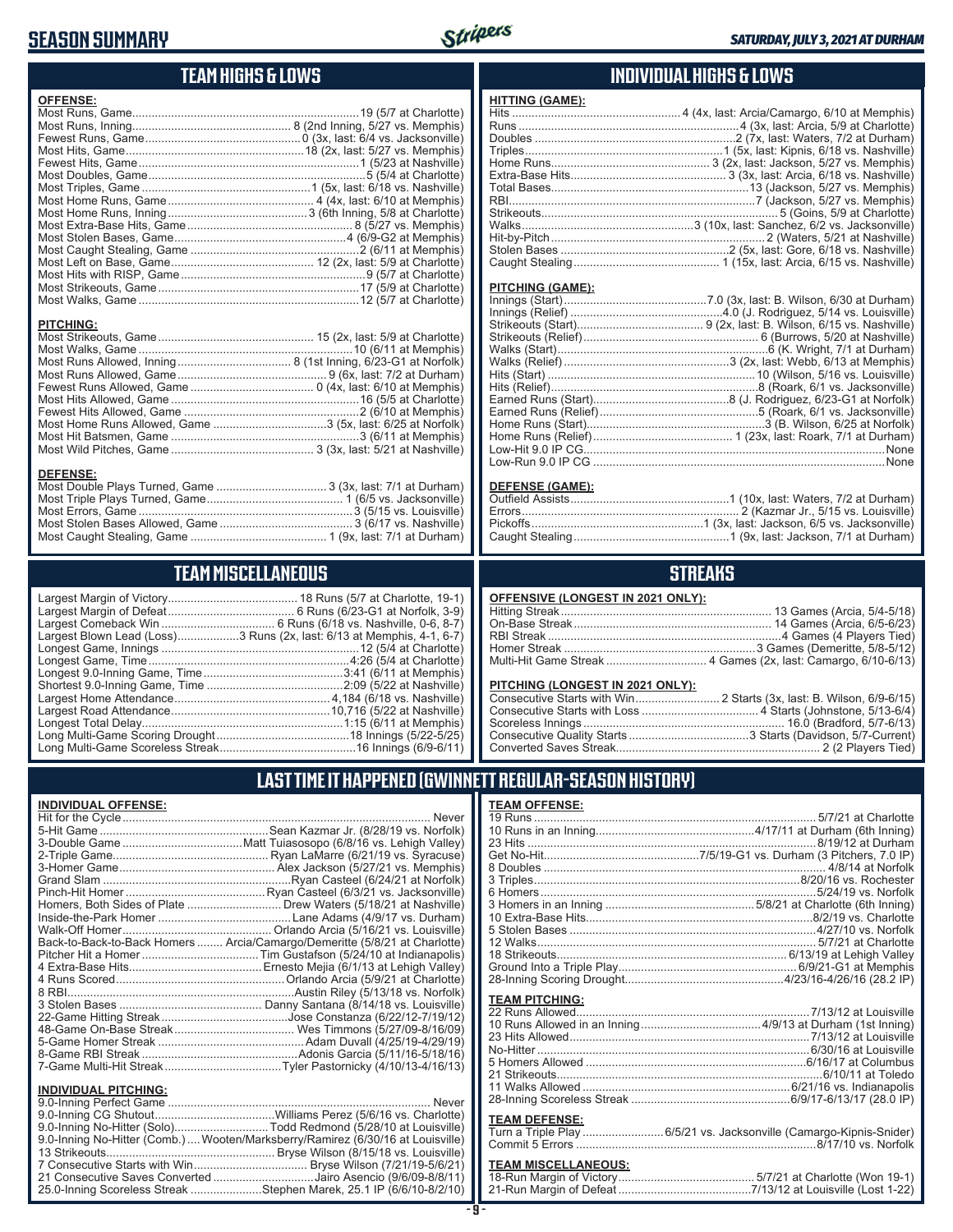# SEASON SUMMARY

SATURDAY, JULY 3, 2021 AT DURHAM

## TEAM HIGHS & LOWS

**OFFENSE:**

| | |
|---|---|
| Most Runs, Game | 19 (5/7 at Charlotte) |
| Most Runs, Inning | 8 (2nd Inning, 5/27 vs. Memphis) |
| Fewest Runs, Game | 0 (3x, last: 6/4 vs. Jacksonville) |
| Most Hits, Game | 18 (2x, last: 5/27 vs. Memphis) |
| Fewest Hits, Game | 1 (5/23 at Nashville) |
| Most Doubles, Game | 5 (5/4 at Charlotte) |
| Most Triples, Game | 1 (5x, last: 6/18 vs. Nashville) |
| Most Home Runs, Game | 4 (4x, last: 6/10 at Memphis) |
| Most Home Runs, Inning | 3 (6th Inning, 5/8 at Charlotte) |
| Most Extra-Base Hits, Game | 8 (5/27 vs. Memphis) |
| Most Stolen Bases, Game | 4 (6/9-G2 at Memphis) |
| Most Caught Stealing, Game | 2 (6/11 at Memphis) |
| Most Left on Base, Game | 12 (2x, last: 5/9 at Charlotte) |
| Most Hits with RISP, Game | 9 (5/7 at Charlotte) |
| Most Strikeouts, Game | 17 (5/9 at Charlotte) |
| Most Walks, Game | 12 (5/7 at Charlotte) |

**PITCHING:**

| | |
|---|---|
| Most Strikeouts, Game | 15 (2x, last: 5/9 at Charlotte) |
| Most Walks, Game | 10 (6/11 at Memphis) |
| Most Runs Allowed, Inning | 8 (1st Inning, 6/23-G1 at Norfolk) |
| Most Runs Allowed, Game | 9 (6x, last: 7/2 at Durham) |
| Fewest Runs Allowed, Game | 0 (4x, last: 6/10 at Memphis) |
| Most Hits Allowed, Game | 16 (5/5 at Charlotte) |
| Fewest Hits Allowed, Game | 2 (6/10 at Memphis) |
| Most Home Runs Allowed, Game | 3 (5x, last: 6/25 at Norfolk) |
| Most Hit Batsmen, Game | 3 (6/11 at Memphis) |
| Most Wild Pitches, Game | 3 (3x, last: 5/21 at Nashville) |

**DEFENSE:**

| | |
|---|---|
| Most Double Plays Turned, Game | 3 (3x, last: 7/1 at Durham) |
| Most Triple Plays Turned, Game | 1 (6/5 vs. Jacksonville) |
| Most Errors, Game | 3 (5/15 vs. Louisville) |
| Most Stolen Bases Allowed, Game | 3 (6/17 vs. Nashville) |
| Most Caught Stealing, Game | 1 (9x, last: 7/1 at Durham) |

## INDIVIDUAL HIGHS & LOWS

**HITTING (GAME):**

| | |
|---|---|
| Hits | 4 (4x, last: Arcia/Camargo, 6/10 at Memphis) |
| Runs | 4 (3x, last: Arcia, 5/9 at Charlotte) |
| Doubles | 2 (7x, last: Waters, 7/2 at Durham) |
| Triples | 1 (5x, last: Kipnis, 6/18 vs. Nashville) |
| Home Runs | 3 (2x, last: Jackson, 5/27 vs. Memphis) |
| Extra-Base Hits | 3 (3x, last: Arcia, 6/18 vs. Nashville) |
| Total Bases | 13 (Jackson, 5/27 vs. Memphis) |
| RBI | 7 (Jackson, 5/27 vs. Memphis) |
| Strikeouts | 5 (Goins, 5/9 at Charlotte) |
| Walks | 3 (10x, last: Sanchez, 6/2 vs. Jacksonville) |
| Hit-by-Pitch | 2 (Waters, 5/21 at Nashville) |
| Stolen Bases | 2 (5x, last: Gore, 6/18 vs. Nashville) |
| Caught Stealing | 1 (15x, last: Arcia, 6/15 vs. Nashville) |

**PITCHING (GAME):**

| | |
|---|---|
| Innings (Start) | 7.0 (3x, last: B. Wilson, 6/30 at Durham) |
| Innings (Relief) | 4.0 (J. Rodriguez, 5/14 vs. Louisville) |
| Strikeouts (Start) | 9 (2x, last: B. Wilson, 6/15 vs. Nashville) |
| Strikeouts (Relief) | 6 (Burrows, 5/20 at Nashville) |
| Walks (Start) | 6 (K. Wright, 7/1 at Durham) |
| Walks (Relief) | 3 (2x, last: Webb, 6/13 at Memphis) |
| Hits (Start) | 10 (Wilson, 5/16 vs. Louisville) |
| Hits (Relief) | 8 (Roark, 6/1 vs. Jacksonville) |
| Earned Runs (Start) | 8 (J. Rodriguez, 6/23-G1 at Norfolk) |
| Earned Runs (Relief) | 5 (Roark, 6/1 vs. Jacksonville) |
| Home Runs (Start) | 3 (B. Wilson, 6/25 at Norfolk) |
| Home Runs (Relief) | 1 (23x, last: Roark, 7/1 at Durham) |
| Low-Hit 9.0 IP CG | None |
| Low-Run 9.0 IP CG | None |

**DEFENSE (GAME):**

| | |
|---|---|
| Outfield Assists | 1 (10x, last: Waters, 7/2 at Durham) |
| Errors | 2 (Kazmar Jr., 5/15 vs. Louisville) |
| Pickoffs | 1 (3x, last: Jackson, 6/5 vs. Jacksonville) |
| Caught Stealing | 1 (9x, last: Jackson, 7/1 at Durham) |

## TEAM MISCELLANEOUS

| | |
|---|---|
| Largest Margin of Victory | 18 Runs (5/7 at Charlotte, 19-1) |
| Largest Margin of Defeat | 6 Runs (6/23-G1 at Norfolk, 3-9) |
| Largest Comeback Win | 6 Runs (6/18 vs. Nashville, 0-6, 8-7) |
| Largest Blown Lead (Loss) | 3 Runs (2x, last: 6/13 at Memphis, 4-1, 6-7) |
| Longest Game, Innings | 12 (5/4 at Charlotte) |
| Longest Game, Time | 4:26 (5/4 at Charlotte) |
| Longest 9.0-Inning Game, Time | 3:41 (6/11 at Memphis) |
| Shortest 9.0-Inning Game, Time | 2:09 (5/22 at Nashville) |
| Largest Home Attendance | 4,184 (6/18 vs. Nashville) |
| Largest Road Attendance | 10,716 (5/22 at Nashville) |
| Longest Total Delay | 1:15 (6/11 at Memphis) |
| Long Multi-Game Scoring Drought | 18 Innings (5/22-5/25) |
| Long Multi-Game Scoreless Streak | 16 Innings (6/9-6/11) |

## STREAKS

**OFFENSIVE (LONGEST IN 2021 ONLY):**

| | |
|---|---|
| Hitting Streak | 13 Games (Arcia, 5/4-5/18) |
| On-Base Streak | 14 Games (Arcia, 6/5-6/23) |
| RBI Streak | 4 Games (4 Players Tied) |
| Homer Streak | 3 Games (Demeritte, 5/8-5/12) |
| Multi-Hit Game Streak | 4 Games (2x, last: Camargo, 6/10-6/13) |

**PITCHING (LONGEST IN 2021 ONLY):**

| | |
|---|---|
| Consecutive Starts with Win | 2 Starts (3x, last: B. Wilson, 6/9-6/15) |
| Consecutive Starts with Loss | 4 Starts (Johnstone, 5/13-6/4) |
| Scoreless Innings | 16.0 (Bradford, 5/7-6/13) |
| Consecutive Quality Starts | 3 Starts (Davidson, 5/7-Current) |
| Converted Saves Streak | 2 (2 Players Tied) |

## LAST TIME IT HAPPENED (GWINNETT REGULAR-SEASON HISTORY)

**INDIVIDUAL OFFENSE:**

| | |
|---|---|
| Hit for the Cycle | Never |
| 5-Hit Game | Sean Kazmar Jr. (8/28/19 vs. Norfolk) |
| 3-Double Game | Matt Tuiasosopo (6/8/16 vs. Lehigh Valley) |
| 2-Triple Game | Ryan LaMarre (6/21/19 vs. Syracuse) |
| 3-Homer Game | Alex Jackson (5/27/21 vs. Memphis) |
| Grand Slam | Ryan Casteel (6/24/21 at Norfolk) |
| Pinch-Hit Homer | Ryan Casteel (6/3/21 vs. Jacksonville) |
| Homers, Both Sides of Plate | Drew Waters (5/18/21 at Nashville) |
| Inside-the-Park Homer | Lane Adams (4/9/17 vs. Durham) |
| Walk-Off Homer | Orlando Arcia (5/16/21 vs. Louisville) |
| Back-to-Back-to-Back Homers | Arcia/Camargo/Demeritte (5/8/21 at Charlotte) |
| Pitcher Hit a Homer | Tim Gustafson (5/24/10 at Indianapolis) |
| 4 Extra-Base Hits | Ernesto Mejia (6/1/13 at Lehigh Valley) |
| 4 Runs Scored | Orlando Arcia (5/9/21 at Charlotte) |
| 8 RBI | Austin Riley (5/13/18 vs. Norfolk) |
| 3 Stolen Bases | Danny Santana (8/14/18 vs. Louisville) |
| 22-Game Hitting Streak | Jose Constanza (6/22/12-7/19/12) |
| 48-Game On-Base Streak | Wes Timmons (5/27/09-8/16/09) |
| 5-Game Homer Streak | Adam Duvall (4/25/19-4/29/19) |
| 8-Game RBI Streak | Adonis Garcia (5/11/16-5/18/16) |
| 7-Game Multi-Hit Streak | Tyler Pastornicky (4/10/13-4/16/13) |

**INDIVIDUAL PITCHING:**

| | |
|---|---|
| 9.0-Inning Perfect Game | Never |
| 9.0-Inning CG Shutout | Williams Perez (5/6/16 vs. Charlotte) |
| 9.0-Inning No-Hitter (Solo) | Todd Redmond (5/28/10 at Louisville) |
| 9.0-Inning No-Hitter (Comb.) | Wooten/Marksberry/Ramirez (6/30/16 at Louisville) |
| 13 Strikeouts | Bryse Wilson (8/15/18 vs. Louisville) |
| 7 Consecutive Starts with Win | Bryse Wilson (7/21/19-5/6/21) |
| 21 Consecutive Saves Converted | Jairo Asencio (9/6/09-8/8/11) |
| 25.0-Inning Scoreless Streak | Stephen Marek, 25.1 IP (6/6/10-8/2/10) |

**TEAM OFFENSE:**

| | |
|---|---|
| 19 Runs | 5/7/21 at Charlotte |
| 10 Runs in an Inning | 4/17/11 at Durham (6th Inning) |
| 23 Hits | 8/19/12 at Durham |
| Get No-Hit | 7/5/19-G1 vs. Durham (3 Pitchers, 7.0 IP) |
| 8 Doubles | 4/8/14 at Norfolk |
| 3 Triples | 8/20/16 vs. Rochester |
| 6 Homers | 5/24/19 vs. Norfolk |
| 3 Homers in an Inning | 5/8/21 at Charlotte (6th Inning) |
| 10 Extra-Base Hits | 8/2/19 vs. Charlotte |
| 5 Stolen Bases | 4/27/10 vs. Norfolk |
| 12 Walks | 5/7/21 at Charlotte |
| 18 Strikeouts | 6/13/19 at Lehigh Valley |
| Ground Into a Triple Play | 6/9/21-G1 at Memphis |
| 28-Inning Scoring Drought | 4/23/16-4/26/16 (28.2 IP) |

**TEAM PITCHING:**

| | |
|---|---|
| 22 Runs Allowed | 7/13/12 at Louisville |
| 10 Runs Allowed in an Inning | 4/9/13 at Durham (1st Inning) |
| 23 Hits Allowed | 7/13/12 at Louisville |
| No-Hitter | 6/30/16 at Louisville |
| 5 Homers Allowed | 6/16/17 at Columbus |
| 21 Strikeouts | 6/10/11 at Toledo |
| 11 Walks Allowed | 6/21/16 vs. Indianapolis |
| 28-Inning Scoreless Streak | 6/9/17-6/13/17 (28.0 IP) |

**TEAM DEFENSE:**

| | |
|---|---|
| Turn a Triple Play | 6/5/21 vs. Jacksonville (Camargo-Kipnis-Snider) |
| Commit 5 Errors | 8/17/10 vs. Norfolk |

**TEAM MISCELLANEOUS:**

| | |
|---|---|
| 18-Run Margin of Victory | 5/7/21 at Charlotte (Won 19-1) |
| 21-Run Margin of Defeat | 7/13/12 at Louisville (Lost 1-22) |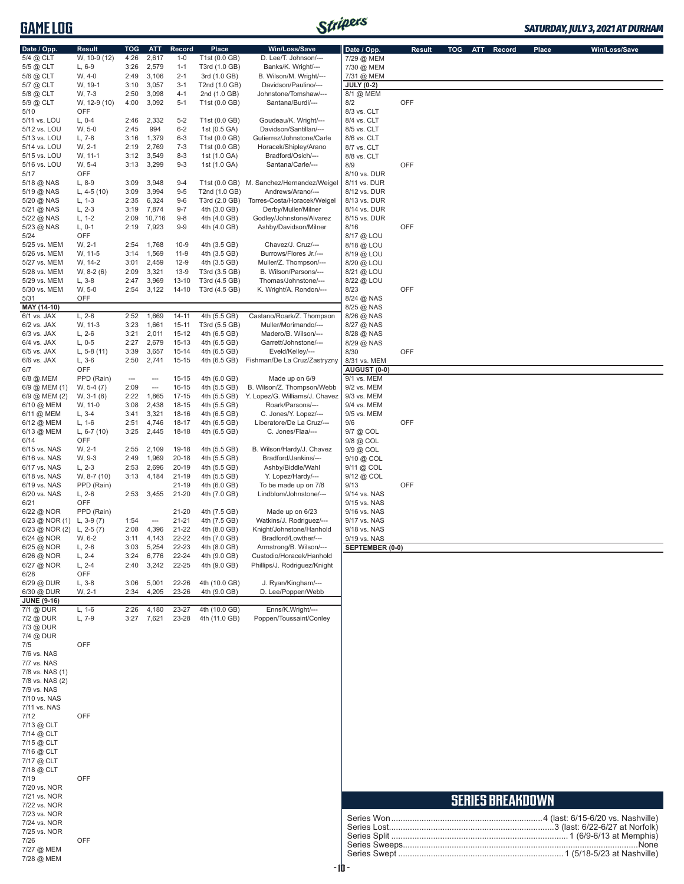# GAME LOG

*SATURDAY, JULY 3, 2021 AT DURHAM*

| Date / Opp. | Result | TOG | ATT | Record | Place | Win/Loss/Save |
|---|---|---|---|---|---|---|
| 5/4 @ CLT | W, 10-9 (12) | 4:26 | 2,617 | 1-0 | T1st (0.0 GB) | D. Lee/T. Johnson/--- |
| 5/5 @ CLT | L, 6-9 | 3:26 | 2,579 | 1-1 | T3rd (1.0 GB) | Banks/K. Wright/--- |
| 5/6 @ CLT | W, 4-0 | 2:49 | 3,106 | 2-1 | 3rd (1.0 GB) | B. Wilson/M. Wright/--- |
| 5/7 @ CLT | W, 19-1 | 3:10 | 3,057 | 3-1 | T2nd (1.0 GB) | Davidson/Paulino/--- |
| 5/8 @ CLT | W, 7-3 | 2:50 | 3,098 | 4-1 | 2nd (1.0 GB) | Johnstone/Tomshaw/--- |
| 5/9 @ CLT | W, 12-9 (10) | 4:00 | 3,092 | 5-1 | T1st (0.0 GB) | Santana/Burdi/--- |
| 5/10 | OFF | | | | | |
| 5/11 vs. LOU | L, 0-4 | 2:46 | 2,332 | 5-2 | T1st (0.0 GB) | Goudeau/K. Wright/--- |
| 5/12 vs. LOU | W, 5-0 | 2:45 | 994 | 6-2 | 1st (0.5 GA) | Davidson/Santillan/--- |
| 5/13 vs. LOU | L, 7-8 | 3:16 | 1,379 | 6-3 | T1st (0.0 GB) | Gutierrez/Johnstone/Carle |
| 5/14 vs. LOU | W, 2-1 | 2:19 | 2,769 | 7-3 | T1st (0.0 GB) | Horacek/Shipley/Arano |
| 5/15 vs. LOU | W, 11-1 | 3:12 | 3,549 | 8-3 | 1st (1.0 GA) | Bradford/Osich/--- |
| 5/16 vs. LOU | W, 5-4 | 3:13 | 3,299 | 9-3 | 1st (1.0 GA) | Santana/Carle/--- |
| 5/17 | OFF | | | | | |
| 5/18 @ NAS | L, 8-9 | 3:09 | 3,948 | 9-4 | T1st (0.0 GB) | M. Sanchez/Hernandez/Weigel |
| 5/19 @ NAS | L, 4-5 (10) | 3:09 | 3,994 | 9-5 | T2nd (1.0 GB) | Andrews/Arano/--- |
| 5/20 @ NAS | L, 1-3 | 2:35 | 6,324 | 9-6 | T3rd (2.0 GB) | Torres-Costa/Horacek/Weigel |
| 5/21 @ NAS | L, 2-3 | 3:19 | 7,874 | 9-7 | 4th (3.0 GB) | Derby/Muller/Milner |
| 5/22 @ NAS | L, 1-2 | 2:09 | 10,716 | 9-8 | 4th (4.0 GB) | Godley/Johnstone/Alvarez |
| 5/23 @ NAS | L, 0-1 | 2:19 | 7,923 | 9-9 | 4th (4.0 GB) | Ashby/Davidson/Milner |
| 5/24 | OFF | | | | | |
| 5/25 vs. MEM | W, 2-1 | 2:54 | 1,768 | 10-9 | 4th (3.5 GB) | Chavez/J. Cruz/--- |
| 5/26 vs. MEM | W, 11-5 | 3:14 | 1,569 | 11-9 | 4th (3.5 GB) | Burrows/Flores Jr./--- |
| 5/27 vs. MEM | W, 14-2 | 3:01 | 2,459 | 12-9 | 4th (3.5 GB) | Muller/Z. Thompson/--- |
| 5/28 vs. MEM | W, 8-2 (6) | 2:09 | 3,321 | 13-9 | T3rd (3.5 GB) | B. Wilson/Parsons/--- |
| 5/29 vs. MEM | L, 3-8 | 2:47 | 3,969 | 13-10 | T3rd (4.5 GB) | Thomas/Johnstone/--- |
| 5/30 vs. MEM | W, 5-0 | 2:54 | 3,122 | 14-10 | T3rd (4.5 GB) | K. Wright/A. Rondon/--- |
| 5/31 | OFF | | | | | |
| **MAY (14-10)** | | | | | | |
| 6/1 vs. JAX | L, 2-6 | 2:52 | 1,669 | 14-11 | 4th (5.5 GB) | Castano/Roark/Z. Thompson |
| 6/2 vs. JAX | W, 11-3 | 3:23 | 1,661 | 15-11 | T3rd (5.5 GB) | Muller/Morimando/--- |
| 6/3 vs. JAX | L, 2-6 | 3:21 | 2,011 | 15-12 | 4th (6.5 GB) | Madero/B. Wilson/--- |
| 6/4 vs. JAX | L, 0-5 | 2:27 | 2,679 | 15-13 | 4th (6.5 GB) | Garrett/Johnstone/--- |
| 6/5 vs. JAX | L, 5-8 (11) | 3:39 | 3,657 | 15-14 | 4th (6.5 GB) | Eveld/Kelley/--- |
| 6/6 vs. JAX | L, 3-6 | 2:50 | 2,741 | 15-15 | 4th (6.5 GB) | Fishman/De La Cruz/Zastryzny |
| 6/7 | OFF | | | | | |
| 6/8 @ MEM | PPD (Rain) | --- | --- | 15-15 | 4th (6.0 GB) | Made up on 6/9 |
| 6/9 @ MEM (1) | W, 5-4 (7) | 2:09 | --- | 16-15 | 4th (5.5 GB) | B. Wilson/Z. Thompson/Webb |
| 6/9 @ MEM (2) | W, 3-1 (8) | 2:22 | 1,865 | 17-15 | 4th (5.5 GB) | Y. Lopez/G. Williams/J. Chavez |
| 6/10 @ MEM | W, 11-0 | 3:08 | 2,438 | 18-15 | 4th (5.5 GB) | Roark/Parsons/--- |
| 6/11 @ MEM | L, 3-4 | 3:41 | 3,321 | 18-16 | 4th (6.5 GB) | C. Jones/Y. Lopez/--- |
| 6/12 @ MEM | L, 1-6 | 2:51 | 4,746 | 18-17 | 4th (6.5 GB) | Liberatore/De La Cruz/--- |
| 6/13 @ MEM | L, 6-7 (10) | 3:25 | 2,445 | 18-18 | 4th (6.5 GB) | C. Jones/Flaa/--- |
| 6/14 | OFF | | | | | |
| 6/15 vs. NAS | W, 2-1 | 2:55 | 2,109 | 19-18 | 4th (5.5 GB) | B. Wilson/Hardy/J. Chavez |
| 6/16 vs. NAS | W, 9-3 | 2:49 | 1,969 | 20-18 | 4th (5.5 GB) | Bradford/Jankins/--- |
| 6/17 vs. NAS | L, 2-3 | 2:53 | 2,696 | 20-19 | 4th (5.5 GB) | Ashby/Biddle/Wahl |
| 6/18 vs. NAS | W, 8-7 (10) | 3:13 | 4,184 | 21-19 | 4th (5.5 GB) | Y. Lopez/Hardy/--- |
| 6/19 vs. NAS | PPD (Rain) | | | 21-19 | 4th (6.0 GB) | To be made up on 7/8 |
| 6/20 vs. NAS | L, 2-6 | 2:53 | 3,455 | 21-20 | 4th (7.0 GB) | Lindblom/Johnstone/--- |
| 6/21 | OFF | | | | | |
| 6/22 @ NOR | PPD (Rain) | | | 21-20 | 4th (7.5 GB) | Made up on 6/23 |
| 6/23 @ NOR (1) | L, 3-9 (7) | 1:54 | --- | 21-21 | 4th (7.5 GB) | Watkins/J. Rodriguez/--- |
| 6/23 @ NOR (2) | L, 2-5 (7) | 2:08 | 4,396 | 21-22 | 4th (8.0 GB) | Knight/Johnstone/Hanhold |
| 6/24 @ NOR | W, 6-2 | 3:11 | 4,143 | 22-22 | 4th (7.0 GB) | Bradford/Lowther/--- |
| 6/25 @ NOR | L, 2-6 | 3:03 | 5,254 | 22-23 | 4th (8.0 GB) | Armstrong/B. Wilson/--- |
| 6/26 @ NOR | L, 2-4 | 3:24 | 6,776 | 22-24 | 4th (9.0 GB) | Custodio/Horacek/Hanhold |
| 6/27 @ NOR | L, 2-4 | 2:40 | 3,242 | 22-25 | 4th (9.0 GB) | Phillips/J. Rodriguez/Knight |
| 6/28 | OFF | | | | | |
| 6/29 @ DUR | L, 3-8 | 3:06 | 5,001 | 22-26 | 4th (10.0 GB) | J. Ryan/Kingham/--- |
| 6/30 @ DUR | W, 2-1 | 2:34 | 4,205 | 23-26 | 4th (9.0 GB) | D. Lee/Poppen/Webb |
| **JUNE (9-16)** | | | | | | |
| 7/1 @ DUR | L, 1-6 | 2:26 | 4,180 | 23-27 | 4th (10.0 GB) | Enns/K.Wright/--- |
| 7/2 @ DUR | L, 7-9 | 3:27 | 7,621 | 23-28 | 4th (11.0 GB) | Poppen/Toussaint/Conley |
| 7/3 @ DUR | | | | | | |
| 7/4 @ DUR | | | | | | |
| 7/5 | OFF | | | | | |
| 7/6 vs. NAS | | | | | | |
| 7/7 vs. NAS | | | | | | |
| 7/8 vs. NAS (1) | | | | | | |
| 7/8 vs. NAS (2) | | | | | | |
| 7/9 vs. NAS | | | | | | |
| 7/10 vs. NAS | | | | | | |
| 7/11 vs. NAS | | | | | | |
| 7/12 | OFF | | | | | |
| 7/13 @ CLT | | | | | | |
| 7/14 @ CLT | | | | | | |
| 7/15 @ CLT | | | | | | |
| 7/16 @ CLT | | | | | | |
| 7/17 @ CLT | | | | | | |
| 7/18 @ CLT | | | | | | |
| 7/19 | OFF | | | | | |
| 7/20 vs. NOR | | | | | | |
| 7/21 vs. NOR | | | | | | |
| 7/22 vs. NOR | | | | | | |
| 7/23 vs. NOR | | | | | | |
| 7/24 vs. NOR | | | | | | |
| 7/25 vs. NOR | | | | | | |
| 7/26 | OFF | | | | | |
| 7/27 @ MEM | | | | | | |
| 7/28 @ MEM | | | | | | |
| 7/29 @ MEM | | | | | | |
| 7/30 @ MEM | | | | | | |
| 7/31 @ MEM | | | | | | |
| **JULY (0-2)** | | | | | | |
| 8/1 @ MEM | | | | | | |
| 8/2 | OFF | | | | | |
| 8/3 vs. CLT | | | | | | |
| 8/4 vs. CLT | | | | | | |
| 8/5 vs. CLT | | | | | | |
| 8/6 vs. CLT | | | | | | |
| 8/7 vs. CLT | | | | | | |
| 8/8 vs. CLT | | | | | | |
| 8/9 | OFF | | | | | |
| 8/10 vs. DUR | | | | | | |
| 8/11 vs. DUR | | | | | | |
| 8/12 vs. DUR | | | | | | |
| 8/13 vs. DUR | | | | | | |
| 8/14 vs. DUR | | | | | | |
| 8/15 vs. DUR | | | | | | |
| 8/16 | OFF | | | | | |
| 8/17 @ LOU | | | | | | |
| 8/18 @ LOU | | | | | | |
| 8/19 @ LOU | | | | | | |
| 8/20 @ LOU | | | | | | |
| 8/21 @ LOU | | | | | | |
| 8/22 @ LOU | | | | | | |
| 8/23 | OFF | | | | | |
| 8/24 @ NAS | | | | | | |
| 8/25 @ NAS | | | | | | |
| 8/26 @ NAS | | | | | | |
| 8/27 @ NAS | | | | | | |
| 8/28 @ NAS | | | | | | |
| 8/29 @ NAS | | | | | | |
| 8/30 | OFF | | | | | |
| 8/31 vs. MEM | | | | | | |
| **AUGUST (0-0)** | | | | | | |
| 9/1 vs. MEM | | | | | | |
| 9/2 vs. MEM | | | | | | |
| 9/3 vs. MEM | | | | | | |
| 9/4 vs. MEM | | | | | | |
| 9/5 vs. MEM | | | | | | |
| 9/6 | OFF | | | | | |
| 9/7 @ COL | | | | | | |
| 9/8 @ COL | | | | | | |
| 9/9 @ COL | | | | | | |
| 9/10 @ COL | | | | | | |
| 9/11 @ COL | | | | | | |
| 9/12 @ COL | | | | | | |
| 9/13 | OFF | | | | | |
| 9/14 vs. NAS | | | | | | |
| 9/15 vs. NAS | | | | | | |
| 9/16 vs. NAS | | | | | | |
| 9/17 vs. NAS | | | | | | |
| 9/18 vs. NAS | | | | | | |
| 9/19 vs. NAS | | | | | | |
| **SEPTEMBER (0-0)** | | | | | | |

## SERIES BREAKDOWN

Series Won.....................4 (last: 6/15-6/20 vs. Nashville)
Series Lost.....................3 (last: 6/22-6/27 at Norfolk)
Series Split.....................1 (6/9-6/13 at Memphis)
Series Sweeps.....................None
Series Swept.....................1 (5/18-5/23 at Nashville)